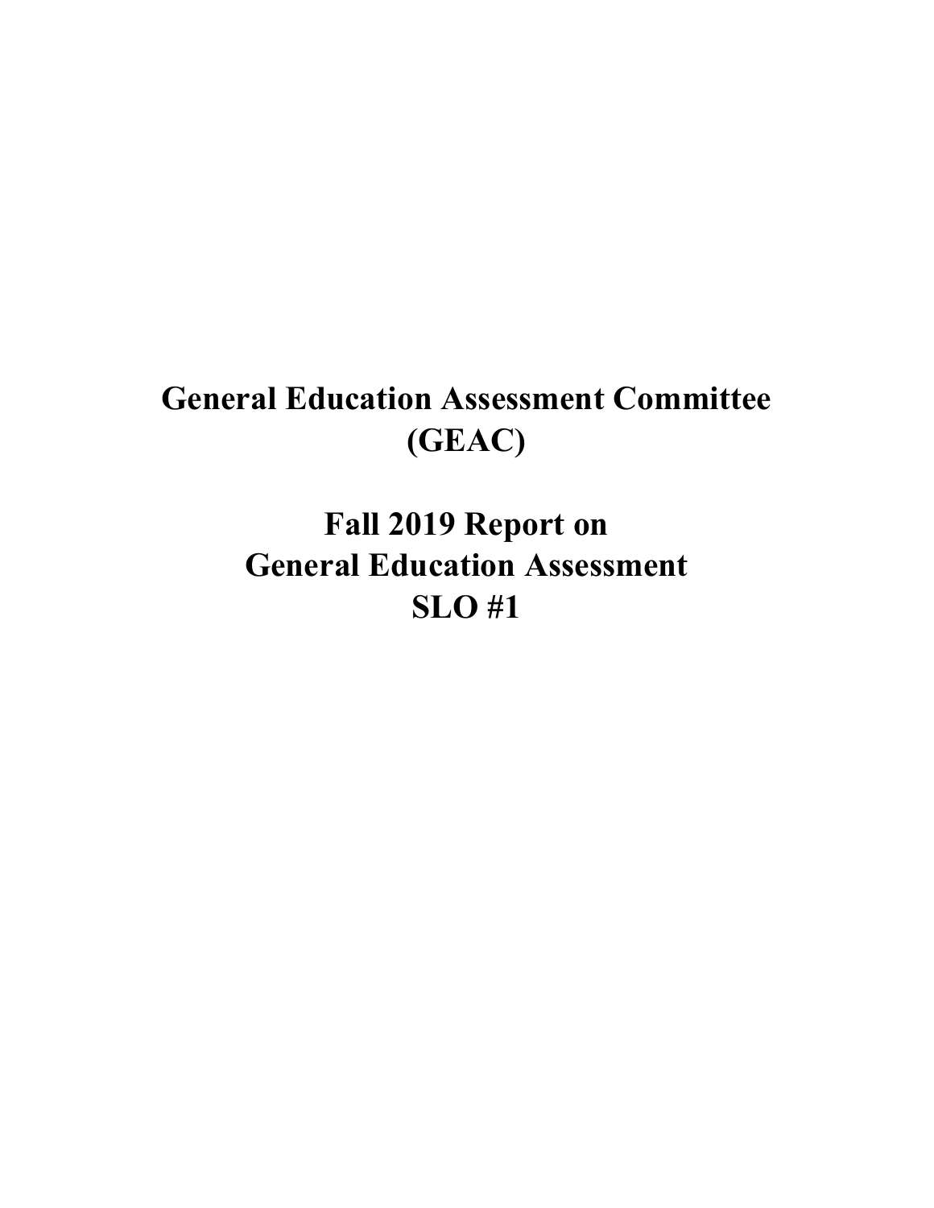# General Education Assessment Committee (GEAC)

# Fall 2019 Report on General Education Assessment SLO #1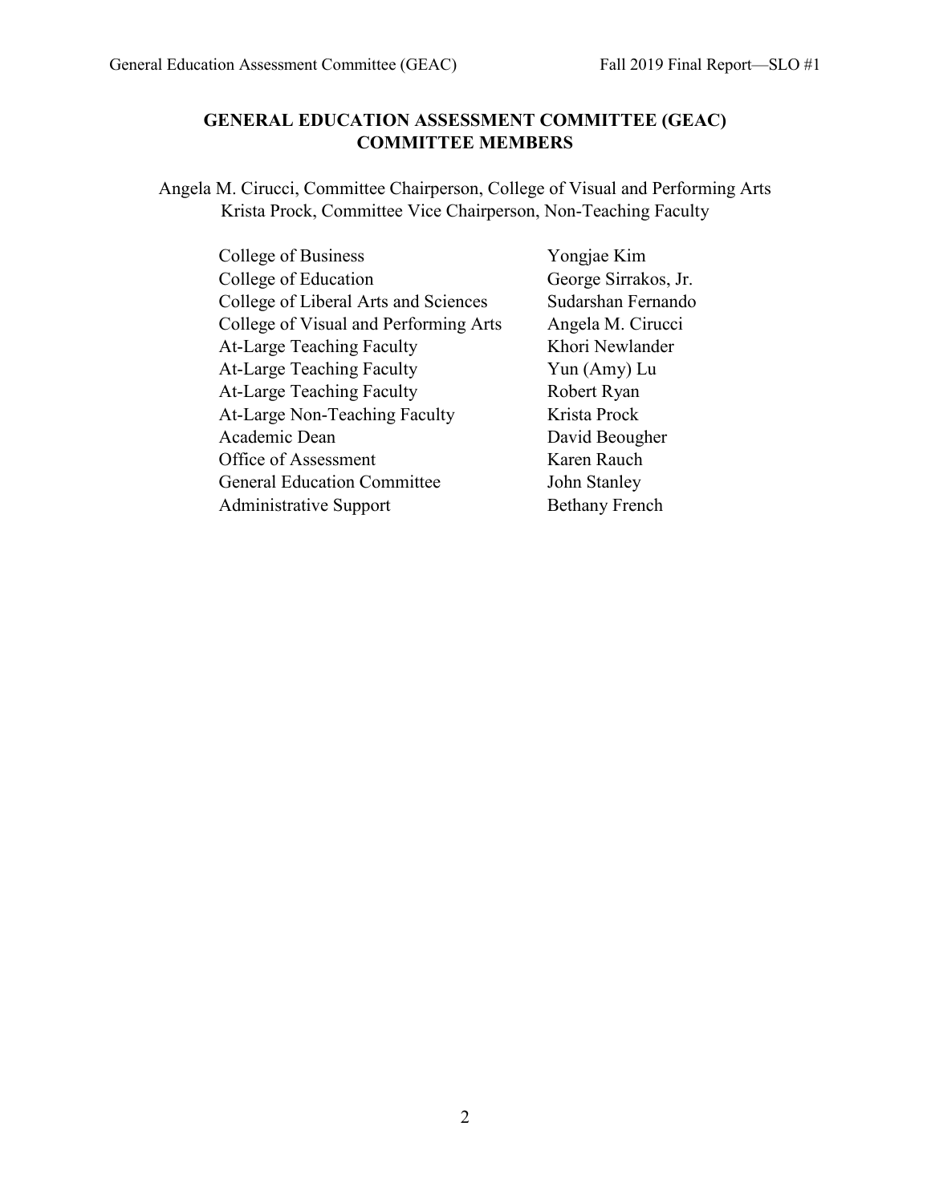## GENERAL EDUCATION ASSESSMENT COMMITTEE (GEAC) COMMITTEE MEMBERS

Angela M. Cirucci, Committee Chairperson, College of Visual and Performing Arts
Krista Prock, Committee Vice Chairperson, Non-Teaching Faculty

| | |
|---|---|
| College of Business | Yongjae Kim |
| College of Education | George Sirrakos, Jr. |
| College of Liberal Arts and Sciences | Sudarshan Fernando |
| College of Visual and Performing Arts | Angela M. Cirucci |
| At-Large Teaching Faculty | Khori Newlander |
| At-Large Teaching Faculty | Yun (Amy) Lu |
| At-Large Teaching Faculty | Robert Ryan |
| At-Large Non-Teaching Faculty | Krista Prock |
| Academic Dean | David Beougher |
| Office of Assessment | Karen Rauch |
| General Education Committee | John Stanley |
| Administrative Support | Bethany French |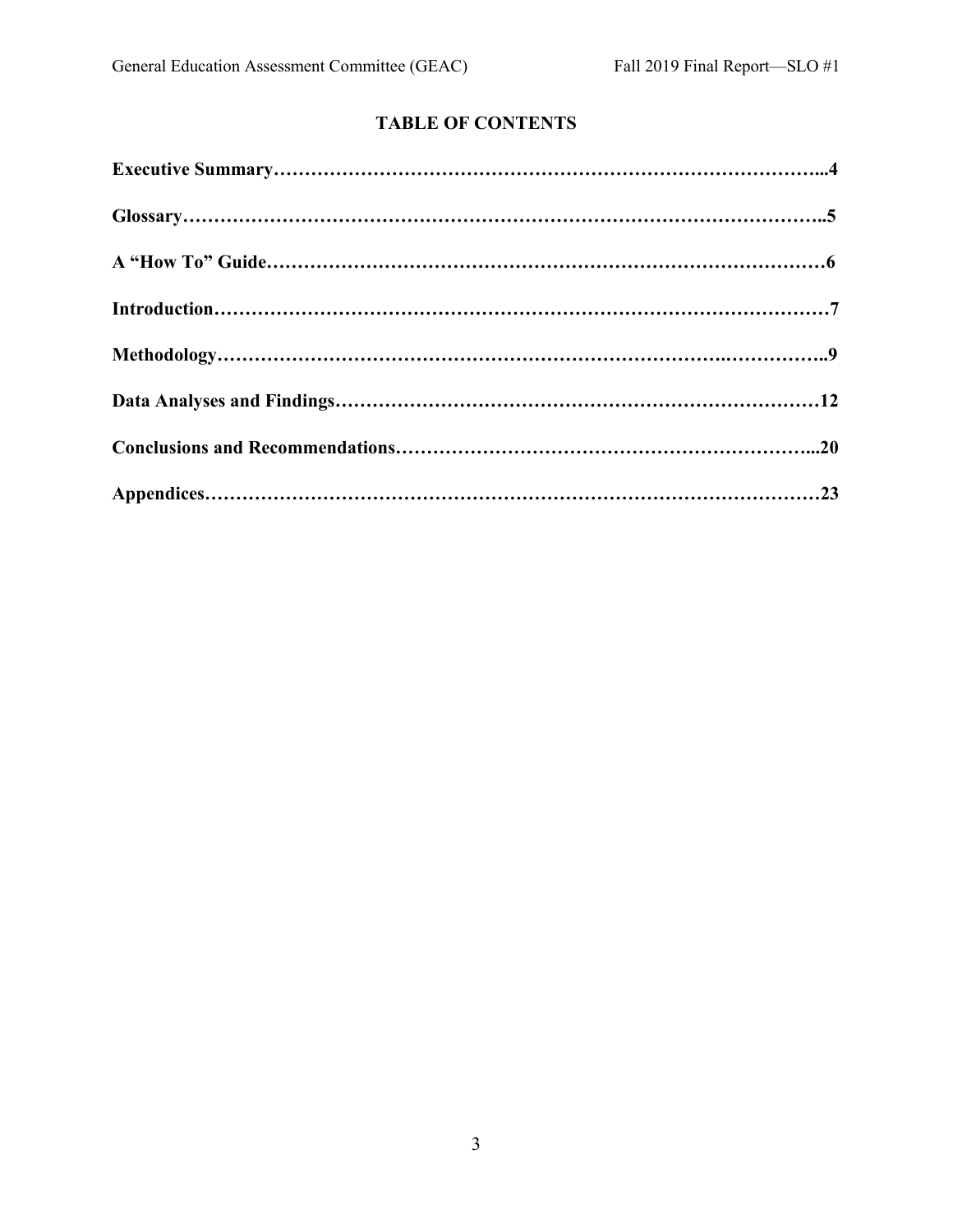# TABLE OF CONTENTS

**Executive Summary……………………………………………………………………………...4**

**Glossary………………………………………………………………………………………..5**

**A "How To" Guide……………………………………………………………………………6**

**Introduction……………………………………………………………………………………7**

**Methodology…………………………………………………………………….……………..9**

**Data Analyses and Findings…………………………………………………………………12**

**Conclusions and Recommendations…………………………………………………………...20**

**Appendices……………………………………………………………………………………23**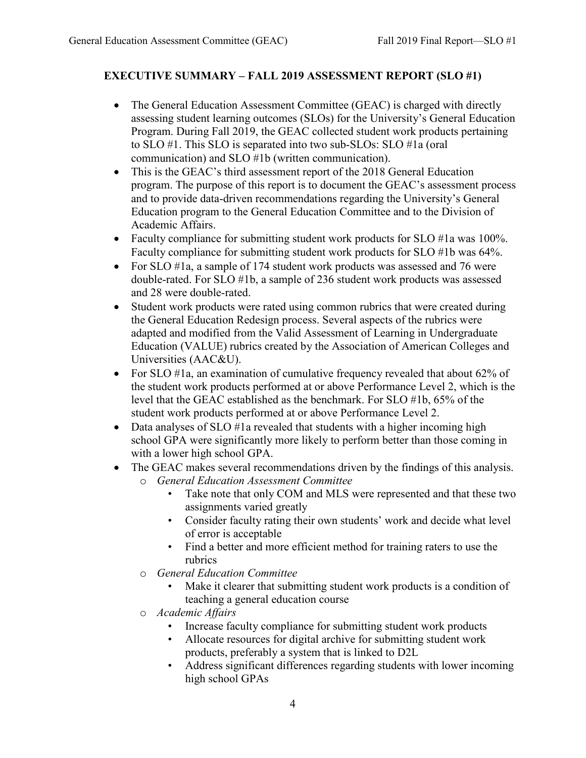## EXECUTIVE SUMMARY – FALL 2019 ASSESSMENT REPORT (SLO #1)

- The General Education Assessment Committee (GEAC) is charged with directly assessing student learning outcomes (SLOs) for the University's General Education Program. During Fall 2019, the GEAC collected student work products pertaining to SLO #1. This SLO is separated into two sub-SLOs: SLO #1a (oral communication) and SLO #1b (written communication).
- This is the GEAC's third assessment report of the 2018 General Education program. The purpose of this report is to document the GEAC's assessment process and to provide data-driven recommendations regarding the University's General Education program to the General Education Committee and to the Division of Academic Affairs.
- Faculty compliance for submitting student work products for SLO #1a was 100%. Faculty compliance for submitting student work products for SLO #1b was 64%.
- For SLO #1a, a sample of 174 student work products was assessed and 76 were double-rated. For SLO #1b, a sample of 236 student work products was assessed and 28 were double-rated.
- Student work products were rated using common rubrics that were created during the General Education Redesign process. Several aspects of the rubrics were adapted and modified from the Valid Assessment of Learning in Undergraduate Education (VALUE) rubrics created by the Association of American Colleges and Universities (AAC&U).
- For SLO #1a, an examination of cumulative frequency revealed that about 62% of the student work products performed at or above Performance Level 2, which is the level that the GEAC established as the benchmark. For SLO #1b, 65% of the student work products performed at or above Performance Level 2.
- Data analyses of SLO #1a revealed that students with a higher incoming high school GPA were significantly more likely to perform better than those coming in with a lower high school GPA.
- The GEAC makes several recommendations driven by the findings of this analysis.
  - *General Education Assessment Committee*
    - Take note that only COM and MLS were represented and that these two assignments varied greatly
    - Consider faculty rating their own students' work and decide what level of error is acceptable
    - Find a better and more efficient method for training raters to use the rubrics
  - *General Education Committee*
    - Make it clearer that submitting student work products is a condition of teaching a general education course
  - *Academic Affairs*
    - Increase faculty compliance for submitting student work products
    - Allocate resources for digital archive for submitting student work products, preferably a system that is linked to D2L
    - Address significant differences regarding students with lower incoming high school GPAs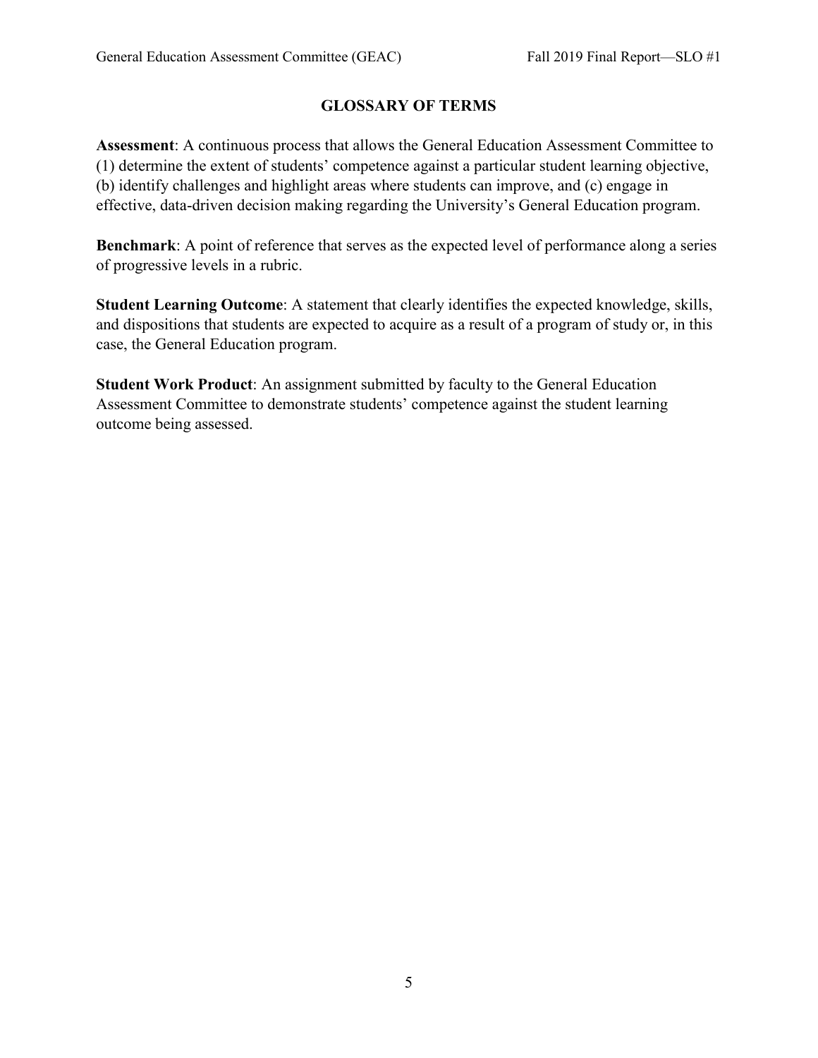## GLOSSARY OF TERMS

**Assessment**: A continuous process that allows the General Education Assessment Committee to (1) determine the extent of students' competence against a particular student learning objective, (b) identify challenges and highlight areas where students can improve, and (c) engage in effective, data-driven decision making regarding the University's General Education program.

**Benchmark**: A point of reference that serves as the expected level of performance along a series of progressive levels in a rubric.

**Student Learning Outcome**: A statement that clearly identifies the expected knowledge, skills, and dispositions that students are expected to acquire as a result of a program of study or, in this case, the General Education program.

**Student Work Product**: An assignment submitted by faculty to the General Education Assessment Committee to demonstrate students' competence against the student learning outcome being assessed.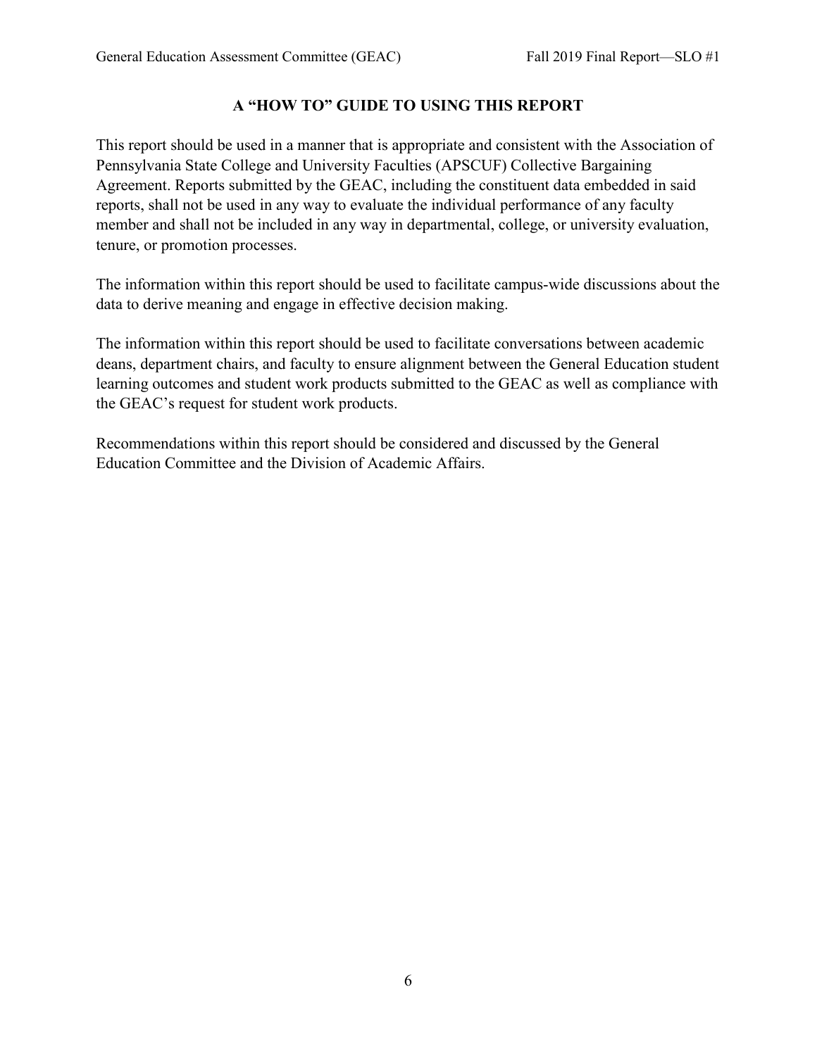## A "HOW TO" GUIDE TO USING THIS REPORT

This report should be used in a manner that is appropriate and consistent with the Association of Pennsylvania State College and University Faculties (APSCUF) Collective Bargaining Agreement. Reports submitted by the GEAC, including the constituent data embedded in said reports, shall not be used in any way to evaluate the individual performance of any faculty member and shall not be included in any way in departmental, college, or university evaluation, tenure, or promotion processes.

The information within this report should be used to facilitate campus-wide discussions about the data to derive meaning and engage in effective decision making.

The information within this report should be used to facilitate conversations between academic deans, department chairs, and faculty to ensure alignment between the General Education student learning outcomes and student work products submitted to the GEAC as well as compliance with the GEAC's request for student work products.

Recommendations within this report should be considered and discussed by the General Education Committee and the Division of Academic Affairs.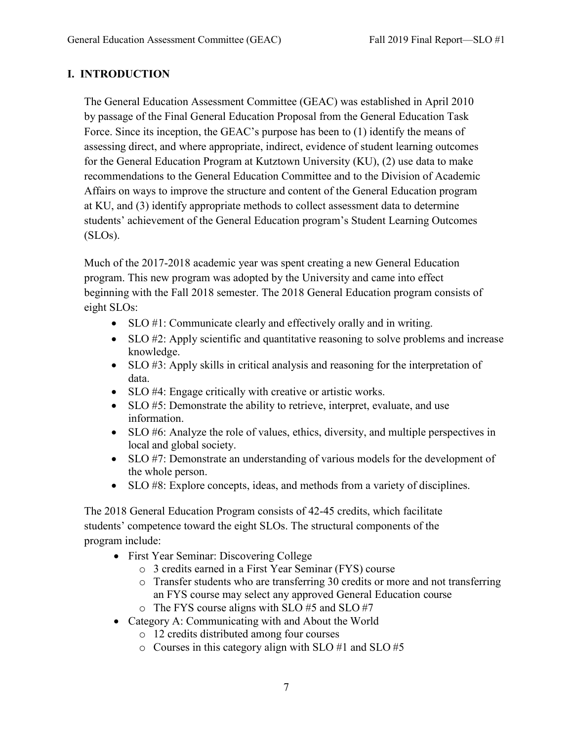## I. INTRODUCTION

The General Education Assessment Committee (GEAC) was established in April 2010 by passage of the Final General Education Proposal from the General Education Task Force. Since its inception, the GEAC's purpose has been to (1) identify the means of assessing direct, and where appropriate, indirect, evidence of student learning outcomes for the General Education Program at Kutztown University (KU), (2) use data to make recommendations to the General Education Committee and to the Division of Academic Affairs on ways to improve the structure and content of the General Education program at KU, and (3) identify appropriate methods to collect assessment data to determine students' achievement of the General Education program's Student Learning Outcomes (SLOs).

Much of the 2017-2018 academic year was spent creating a new General Education program. This new program was adopted by the University and came into effect beginning with the Fall 2018 semester. The 2018 General Education program consists of eight SLOs:

- SLO #1: Communicate clearly and effectively orally and in writing.
- SLO #2: Apply scientific and quantitative reasoning to solve problems and increase knowledge.
- SLO #3: Apply skills in critical analysis and reasoning for the interpretation of data.
- SLO #4: Engage critically with creative or artistic works.
- SLO #5: Demonstrate the ability to retrieve, interpret, evaluate, and use information.
- SLO #6: Analyze the role of values, ethics, diversity, and multiple perspectives in local and global society.
- SLO #7: Demonstrate an understanding of various models for the development of the whole person.
- SLO #8: Explore concepts, ideas, and methods from a variety of disciplines.

The 2018 General Education Program consists of 42-45 credits, which facilitate students' competence toward the eight SLOs. The structural components of the program include:

- First Year Seminar: Discovering College
  - 3 credits earned in a First Year Seminar (FYS) course
  - Transfer students who are transferring 30 credits or more and not transferring an FYS course may select any approved General Education course
  - The FYS course aligns with SLO #5 and SLO #7
- Category A: Communicating with and About the World
  - 12 credits distributed among four courses
  - Courses in this category align with SLO #1 and SLO #5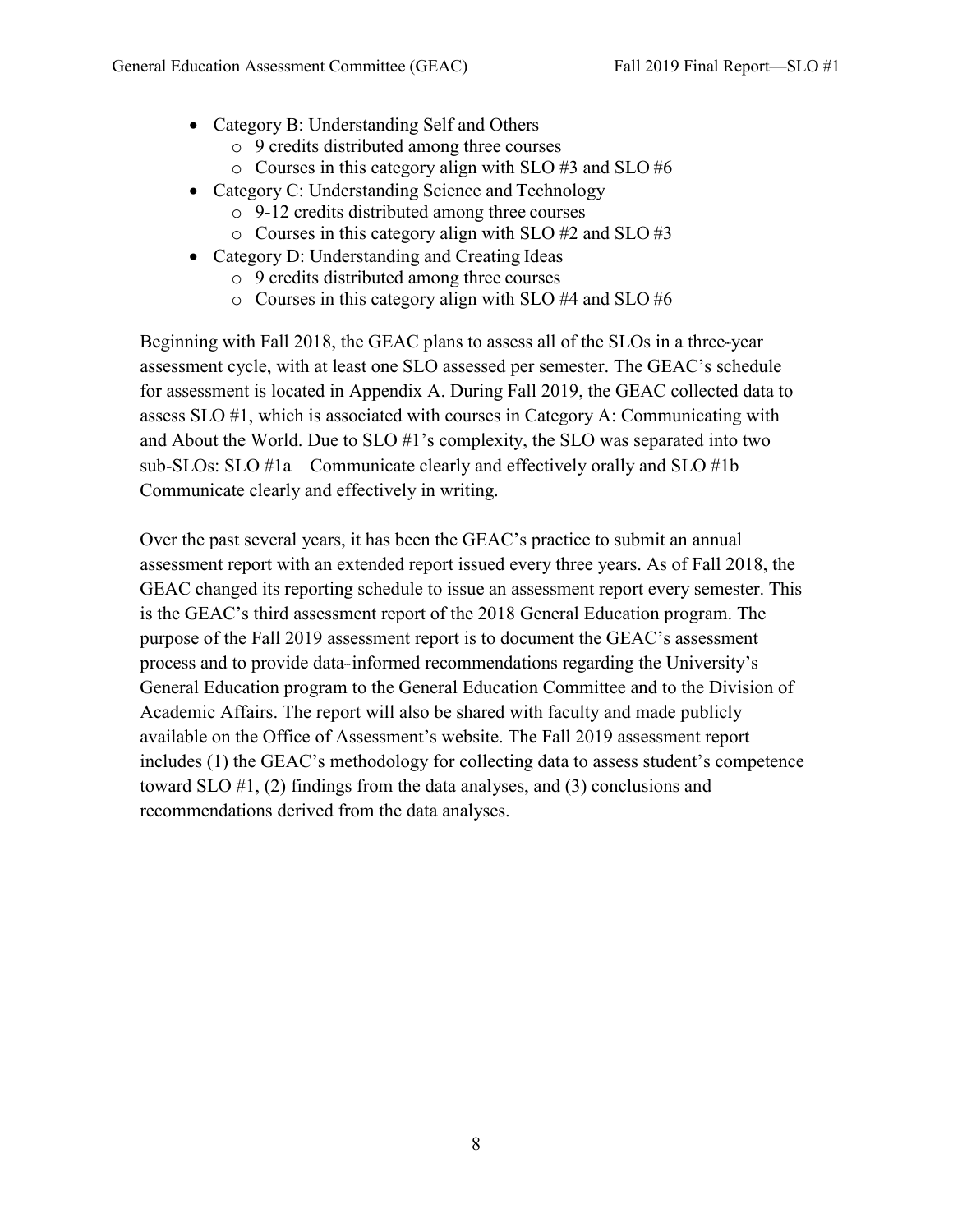- Category B: Understanding Self and Others
  - 9 credits distributed among three courses
  - Courses in this category align with SLO #3 and SLO #6
- Category C: Understanding Science and Technology
  - 9-12 credits distributed among three courses
  - Courses in this category align with SLO #2 and SLO #3
- Category D: Understanding and Creating Ideas
  - 9 credits distributed among three courses
  - Courses in this category align with SLO #4 and SLO #6

Beginning with Fall 2018, the GEAC plans to assess all of the SLOs in a three-year assessment cycle, with at least one SLO assessed per semester. The GEAC's schedule for assessment is located in Appendix A. During Fall 2019, the GEAC collected data to assess SLO #1, which is associated with courses in Category A: Communicating with and About the World. Due to SLO #1's complexity, the SLO was separated into two sub-SLOs: SLO #1a—Communicate clearly and effectively orally and SLO #1b—Communicate clearly and effectively in writing.

Over the past several years, it has been the GEAC's practice to submit an annual assessment report with an extended report issued every three years. As of Fall 2018, the GEAC changed its reporting schedule to issue an assessment report every semester. This is the GEAC's third assessment report of the 2018 General Education program. The purpose of the Fall 2019 assessment report is to document the GEAC's assessment process and to provide data-informed recommendations regarding the University's General Education program to the General Education Committee and to the Division of Academic Affairs. The report will also be shared with faculty and made publicly available on the Office of Assessment's website. The Fall 2019 assessment report includes (1) the GEAC's methodology for collecting data to assess student's competence toward SLO #1, (2) findings from the data analyses, and (3) conclusions and recommendations derived from the data analyses.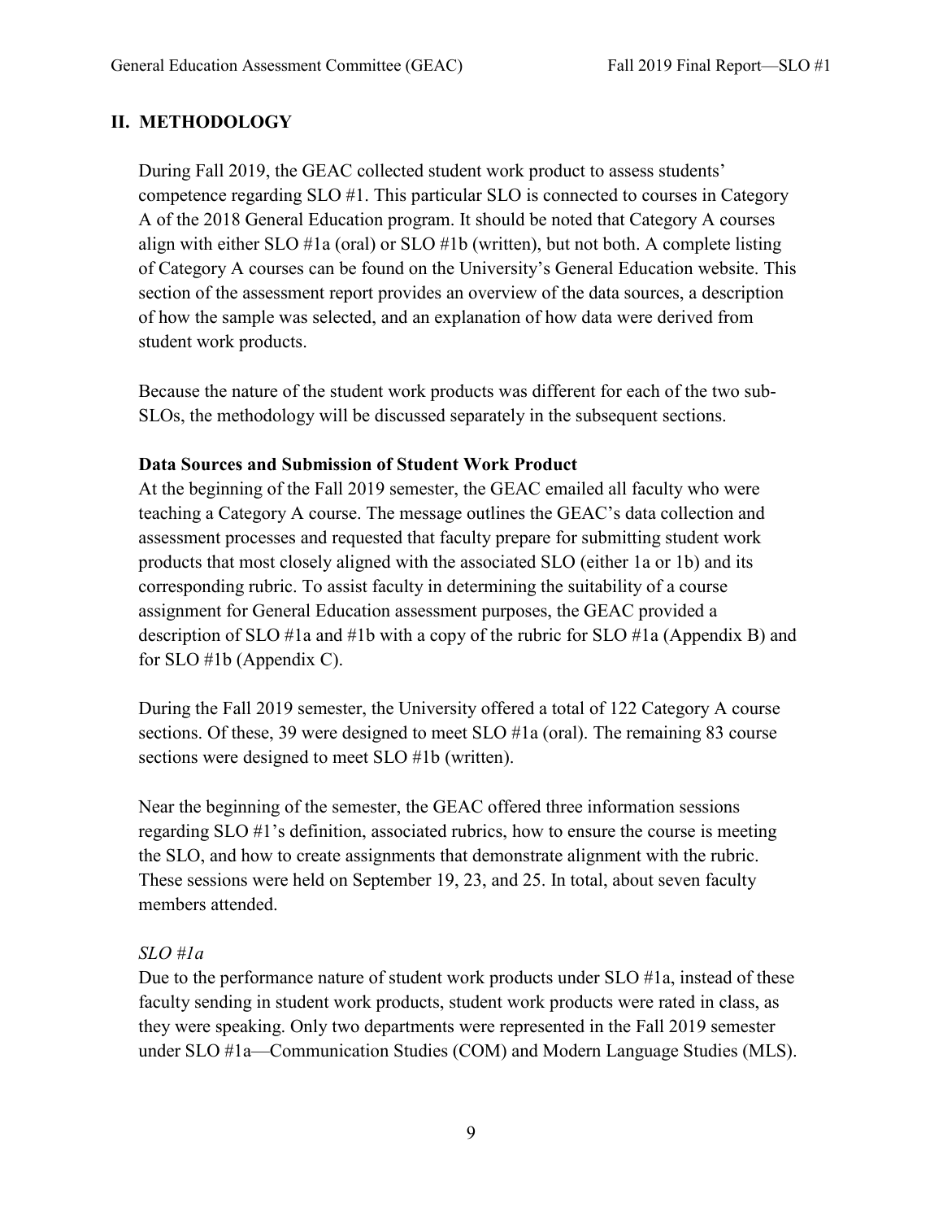## II. METHODOLOGY

During Fall 2019, the GEAC collected student work product to assess students' competence regarding SLO #1. This particular SLO is connected to courses in Category A of the 2018 General Education program. It should be noted that Category A courses align with either SLO #1a (oral) or SLO #1b (written), but not both. A complete listing of Category A courses can be found on the University's General Education website. This section of the assessment report provides an overview of the data sources, a description of how the sample was selected, and an explanation of how data were derived from student work products.

Because the nature of the student work products was different for each of the two sub-SLOs, the methodology will be discussed separately in the subsequent sections.

### Data Sources and Submission of Student Work Product

At the beginning of the Fall 2019 semester, the GEAC emailed all faculty who were teaching a Category A course. The message outlines the GEAC's data collection and assessment processes and requested that faculty prepare for submitting student work products that most closely aligned with the associated SLO (either 1a or 1b) and its corresponding rubric. To assist faculty in determining the suitability of a course assignment for General Education assessment purposes, the GEAC provided a description of SLO #1a and #1b with a copy of the rubric for SLO #1a (Appendix B) and for SLO #1b (Appendix C).

During the Fall 2019 semester, the University offered a total of 122 Category A course sections. Of these, 39 were designed to meet SLO #1a (oral). The remaining 83 course sections were designed to meet SLO #1b (written).

Near the beginning of the semester, the GEAC offered three information sessions regarding SLO #1's definition, associated rubrics, how to ensure the course is meeting the SLO, and how to create assignments that demonstrate alignment with the rubric. These sessions were held on September 19, 23, and 25. In total, about seven faculty members attended.

*SLO #1a*

Due to the performance nature of student work products under SLO #1a, instead of these faculty sending in student work products, student work products were rated in class, as they were speaking. Only two departments were represented in the Fall 2019 semester under SLO #1a—Communication Studies (COM) and Modern Language Studies (MLS).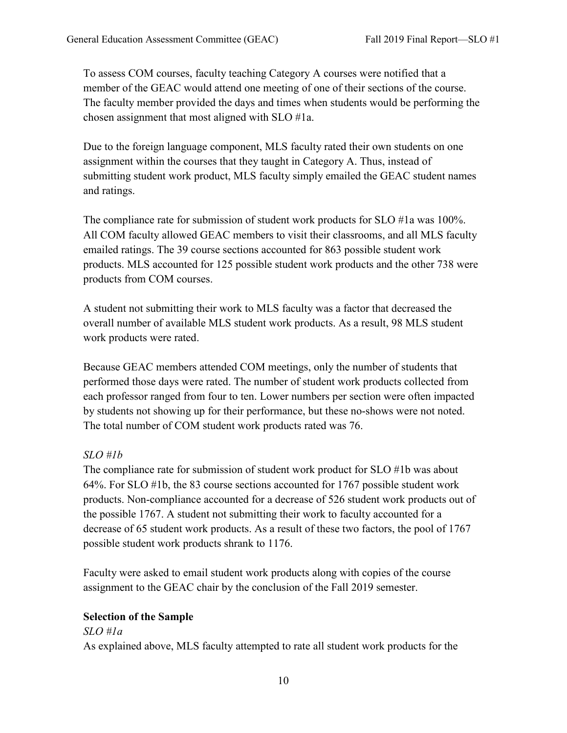To assess COM courses, faculty teaching Category A courses were notified that a member of the GEAC would attend one meeting of one of their sections of the course. The faculty member provided the days and times when students would be performing the chosen assignment that most aligned with SLO #1a.

Due to the foreign language component, MLS faculty rated their own students on one assignment within the courses that they taught in Category A. Thus, instead of submitting student work product, MLS faculty simply emailed the GEAC student names and ratings.

The compliance rate for submission of student work products for SLO #1a was 100%. All COM faculty allowed GEAC members to visit their classrooms, and all MLS faculty emailed ratings. The 39 course sections accounted for 863 possible student work products. MLS accounted for 125 possible student work products and the other 738 were products from COM courses.

A student not submitting their work to MLS faculty was a factor that decreased the overall number of available MLS student work products. As a result, 98 MLS student work products were rated.

Because GEAC members attended COM meetings, only the number of students that performed those days were rated. The number of student work products collected from each professor ranged from four to ten. Lower numbers per section were often impacted by students not showing up for their performance, but these no-shows were not noted. The total number of COM student work products rated was 76.

*SLO #1b*

The compliance rate for submission of student work product for SLO #1b was about 64%. For SLO #1b, the 83 course sections accounted for 1767 possible student work products. Non-compliance accounted for a decrease of 526 student work products out of the possible 1767. A student not submitting their work to faculty accounted for a decrease of 65 student work products. As a result of these two factors, the pool of 1767 possible student work products shrank to 1176.

Faculty were asked to email student work products along with copies of the course assignment to the GEAC chair by the conclusion of the Fall 2019 semester.

**Selection of the Sample**

*SLO #1a*

As explained above, MLS faculty attempted to rate all student work products for the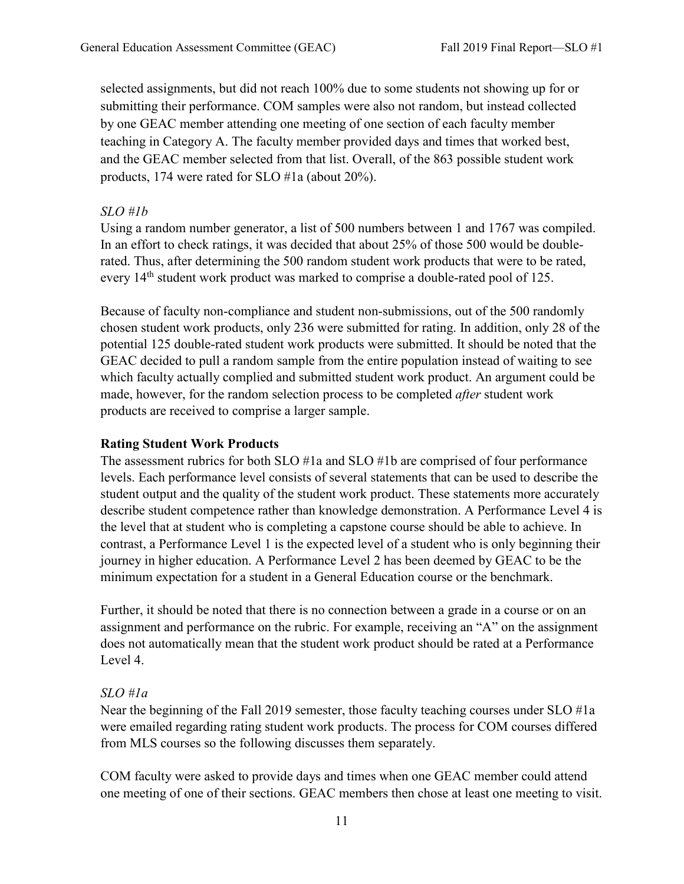selected assignments, but did not reach 100% due to some students not showing up for or submitting their performance. COM samples were also not random, but instead collected by one GEAC member attending one meeting of one section of each faculty member teaching in Category A. The faculty member provided days and times that worked best, and the GEAC member selected from that list. Overall, of the 863 possible student work products, 174 were rated for SLO #1a (about 20%).

*SLO #1b*

Using a random number generator, a list of 500 numbers between 1 and 1767 was compiled. In an effort to check ratings, it was decided that about 25% of those 500 would be double-rated. Thus, after determining the 500 random student work products that were to be rated, every 14th student work product was marked to comprise a double-rated pool of 125.

Because of faculty non-compliance and student non-submissions, out of the 500 randomly chosen student work products, only 236 were submitted for rating. In addition, only 28 of the potential 125 double-rated student work products were submitted. It should be noted that the GEAC decided to pull a random sample from the entire population instead of waiting to see which faculty actually complied and submitted student work product. An argument could be made, however, for the random selection process to be completed *after* student work products are received to comprise a larger sample.

**Rating Student Work Products**

The assessment rubrics for both SLO #1a and SLO #1b are comprised of four performance levels. Each performance level consists of several statements that can be used to describe the student output and the quality of the student work product. These statements more accurately describe student competence rather than knowledge demonstration. A Performance Level 4 is the level that at student who is completing a capstone course should be able to achieve. In contrast, a Performance Level 1 is the expected level of a student who is only beginning their journey in higher education. A Performance Level 2 has been deemed by GEAC to be the minimum expectation for a student in a General Education course or the benchmark.

Further, it should be noted that there is no connection between a grade in a course or on an assignment and performance on the rubric. For example, receiving an "A" on the assignment does not automatically mean that the student work product should be rated at a Performance Level 4.

*SLO #1a*

Near the beginning of the Fall 2019 semester, those faculty teaching courses under SLO #1a were emailed regarding rating student work products. The process for COM courses differed from MLS courses so the following discusses them separately.

COM faculty were asked to provide days and times when one GEAC member could attend one meeting of one of their sections. GEAC members then chose at least one meeting to visit.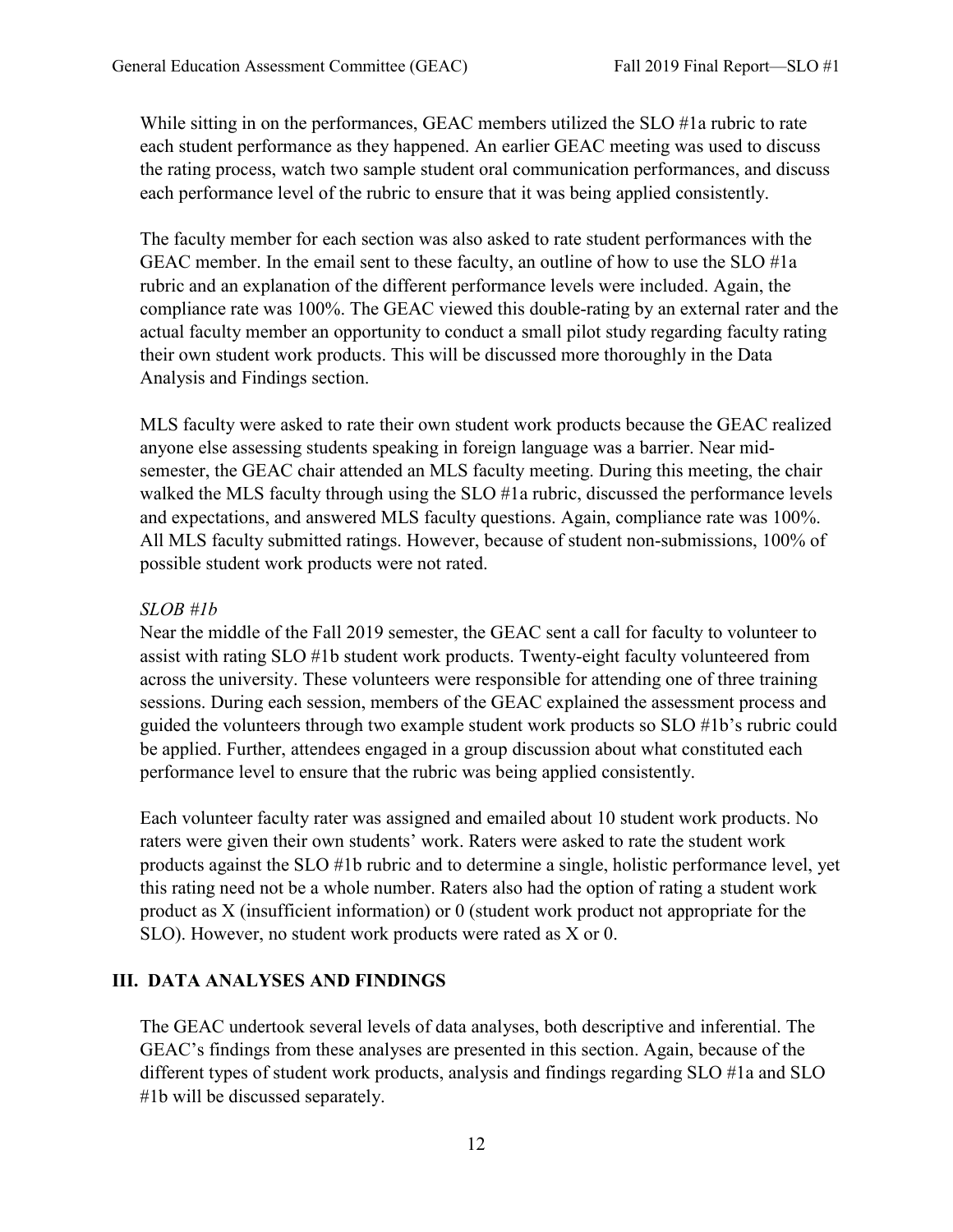While sitting in on the performances, GEAC members utilized the SLO #1a rubric to rate each student performance as they happened. An earlier GEAC meeting was used to discuss the rating process, watch two sample student oral communication performances, and discuss each performance level of the rubric to ensure that it was being applied consistently.

The faculty member for each section was also asked to rate student performances with the GEAC member. In the email sent to these faculty, an outline of how to use the SLO #1a rubric and an explanation of the different performance levels were included. Again, the compliance rate was 100%. The GEAC viewed this double-rating by an external rater and the actual faculty member an opportunity to conduct a small pilot study regarding faculty rating their own student work products. This will be discussed more thoroughly in the Data Analysis and Findings section.

MLS faculty were asked to rate their own student work products because the GEAC realized anyone else assessing students speaking in foreign language was a barrier. Near mid-semester, the GEAC chair attended an MLS faculty meeting. During this meeting, the chair walked the MLS faculty through using the SLO #1a rubric, discussed the performance levels and expectations, and answered MLS faculty questions. Again, compliance rate was 100%. All MLS faculty submitted ratings. However, because of student non-submissions, 100% of possible student work products were not rated.

*SLOB #1b*

Near the middle of the Fall 2019 semester, the GEAC sent a call for faculty to volunteer to assist with rating SLO #1b student work products. Twenty-eight faculty volunteered from across the university. These volunteers were responsible for attending one of three training sessions. During each session, members of the GEAC explained the assessment process and guided the volunteers through two example student work products so SLO #1b's rubric could be applied. Further, attendees engaged in a group discussion about what constituted each performance level to ensure that the rubric was being applied consistently.

Each volunteer faculty rater was assigned and emailed about 10 student work products. No raters were given their own students' work. Raters were asked to rate the student work products against the SLO #1b rubric and to determine a single, holistic performance level, yet this rating need not be a whole number. Raters also had the option of rating a student work product as X (insufficient information) or 0 (student work product not appropriate for the SLO). However, no student work products were rated as X or 0.

## III. DATA ANALYSES AND FINDINGS

The GEAC undertook several levels of data analyses, both descriptive and inferential. The GEAC's findings from these analyses are presented in this section. Again, because of the different types of student work products, analysis and findings regarding SLO #1a and SLO #1b will be discussed separately.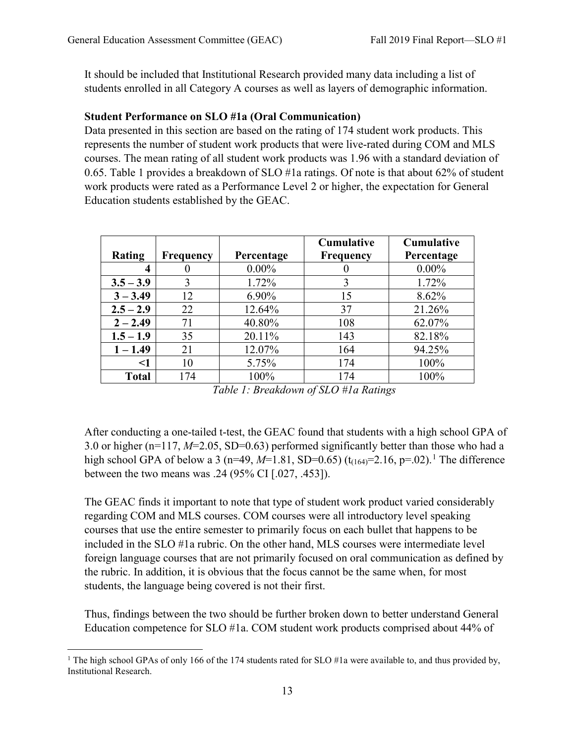It should be included that Institutional Research provided many data including a list of students enrolled in all Category A courses as well as layers of demographic information.

**Student Performance on SLO #1a (Oral Communication)**

Data presented in this section are based on the rating of 174 student work products. This represents the number of student work products that were live-rated during COM and MLS courses. The mean rating of all student work products was 1.96 with a standard deviation of 0.65. Table 1 provides a breakdown of SLO #1a ratings. Of note is that about 62% of student work products were rated as a Performance Level 2 or higher, the expectation for General Education students established by the GEAC.

| Rating | Frequency | Percentage | Cumulative Frequency | Cumulative Percentage |
|---|---|---|---|---|
| 4 | 0 | 0.00% | 0 | 0.00% |
| 3.5 – 3.9 | 3 | 1.72% | 3 | 1.72% |
| 3 – 3.49 | 12 | 6.90% | 15 | 8.62% |
| 2.5 – 2.9 | 22 | 12.64% | 37 | 21.26% |
| 2 – 2.49 | 71 | 40.80% | 108 | 62.07% |
| 1.5 – 1.9 | 35 | 20.11% | 143 | 82.18% |
| 1 – 1.49 | 21 | 12.07% | 164 | 94.25% |
| <1 | 10 | 5.75% | 174 | 100% |
| **Total** | 174 | 100% | 174 | 100% |

*Table 1: Breakdown of SLO #1a Ratings*

After conducting a one-tailed t-test, the GEAC found that students with a high school GPA of 3.0 or higher (n=117, *M*=2.05, SD=0.63) performed significantly better than those who had a high school GPA of below a 3 (n=49, *M*=1.81, SD=0.65) ($t_{(164)}=2.16$, p=.02).[1] The difference between the two means was .24 (95% CI [.027, .453]).

The GEAC finds it important to note that type of student work product varied considerably regarding COM and MLS courses. COM courses were all introductory level speaking courses that use the entire semester to primarily focus on each bullet that happens to be included in the SLO #1a rubric. On the other hand, MLS courses were intermediate level foreign language courses that are not primarily focused on oral communication as defined by the rubric. In addition, it is obvious that the focus cannot be the same when, for most students, the language being covered is not their first.

Thus, findings between the two should be further broken down to better understand General Education competence for SLO #1a. COM student work products comprised about 44% of

[1] The high school GPAs of only 166 of the 174 students rated for SLO #1a were available to, and thus provided by, Institutional Research.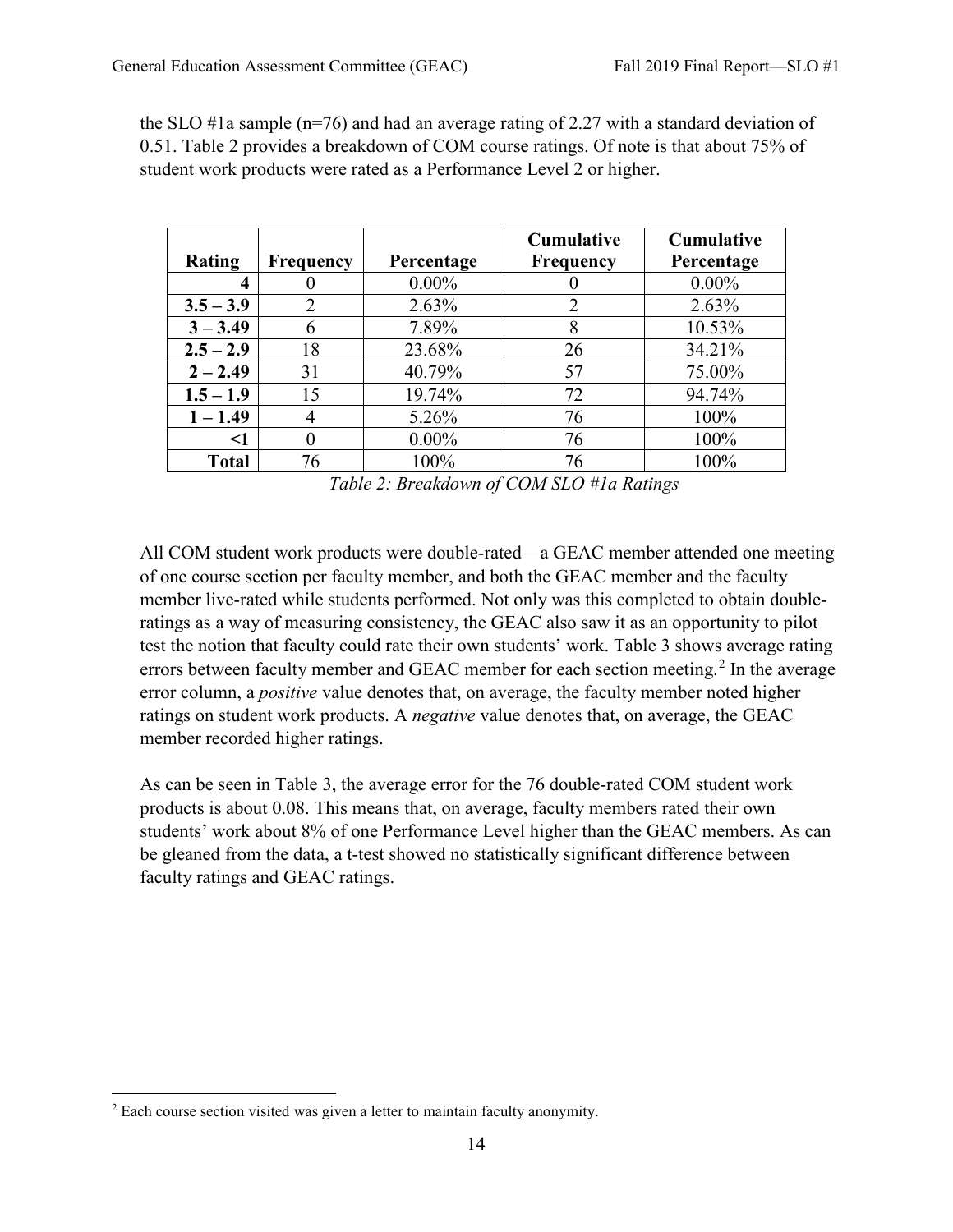the SLO #1a sample (n=76) and had an average rating of 2.27 with a standard deviation of 0.51. Table 2 provides a breakdown of COM course ratings. Of note is that about 75% of student work products were rated as a Performance Level 2 or higher.

| Rating | Frequency | Percentage | Cumulative Frequency | Cumulative Percentage |
|---|---|---|---|---|
| 4 | 0 | 0.00% | 0 | 0.00% |
| 3.5 – 3.9 | 2 | 2.63% | 2 | 2.63% |
| 3 – 3.49 | 6 | 7.89% | 8 | 10.53% |
| 2.5 – 2.9 | 18 | 23.68% | 26 | 34.21% |
| 2 – 2.49 | 31 | 40.79% | 57 | 75.00% |
| 1.5 – 1.9 | 15 | 19.74% | 72 | 94.74% |
| 1 – 1.49 | 4 | 5.26% | 76 | 100% |
| <1 | 0 | 0.00% | 76 | 100% |
| Total | 76 | 100% | 76 | 100% |

*Table 2: Breakdown of COM SLO #1a Ratings*

All COM student work products were double-rated—a GEAC member attended one meeting of one course section per faculty member, and both the GEAC member and the faculty member live-rated while students performed. Not only was this completed to obtain double-ratings as a way of measuring consistency, the GEAC also saw it as an opportunity to pilot test the notion that faculty could rate their own students' work. Table 3 shows average rating errors between faculty member and GEAC member for each section meeting.[2] In the average error column, a *positive* value denotes that, on average, the faculty member noted higher ratings on student work products. A *negative* value denotes that, on average, the GEAC member recorded higher ratings.

As can be seen in Table 3, the average error for the 76 double-rated COM student work products is about 0.08. This means that, on average, faculty members rated their own students' work about 8% of one Performance Level higher than the GEAC members. As can be gleaned from the data, a t-test showed no statistically significant difference between faculty ratings and GEAC ratings.

[2] Each course section visited was given a letter to maintain faculty anonymity.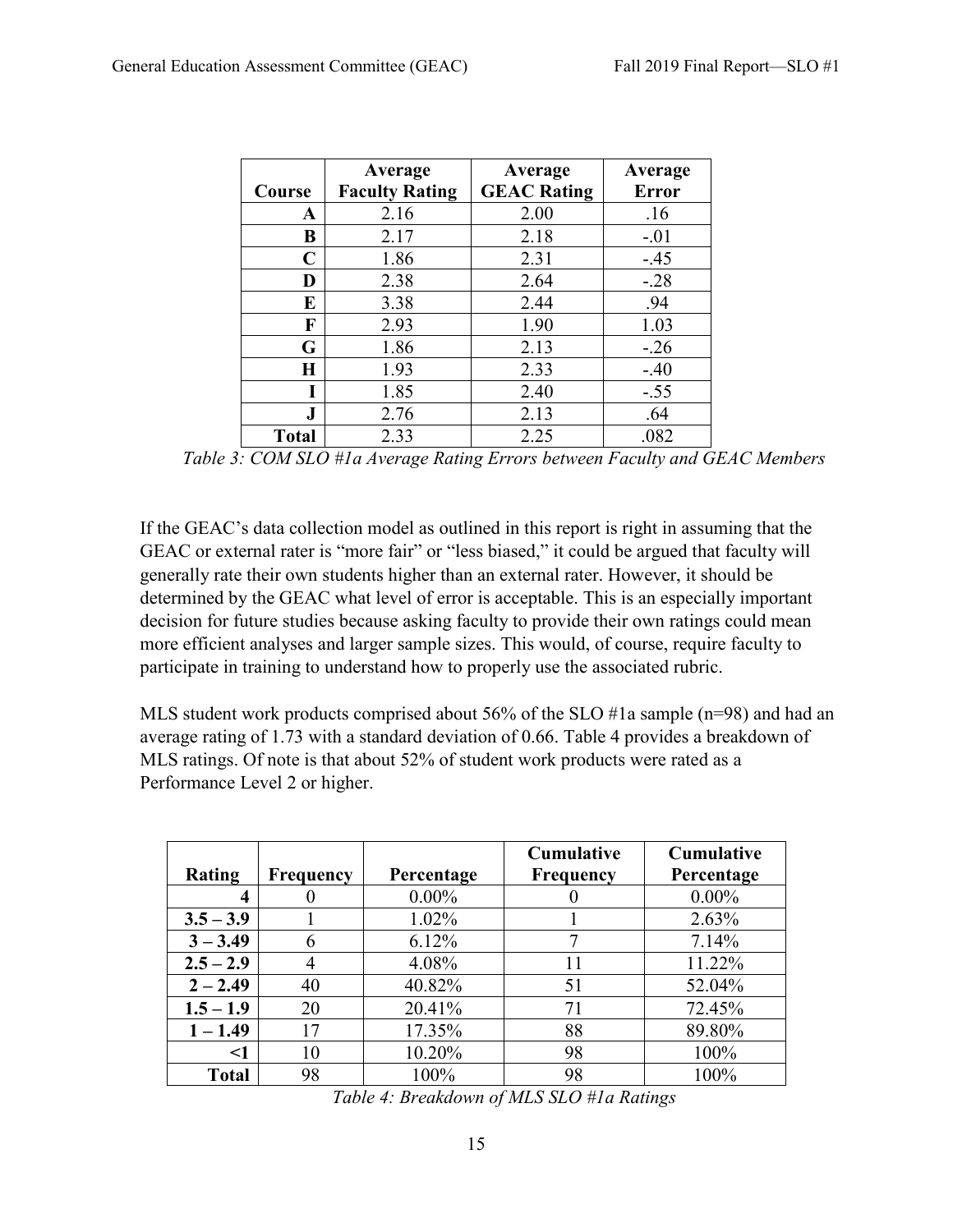| Course | Average Faculty Rating | Average GEAC Rating | Average Error |
|---|---|---|---|
| A | 2.16 | 2.00 | .16 |
| B | 2.17 | 2.18 | -.01 |
| C | 1.86 | 2.31 | -.45 |
| D | 2.38 | 2.64 | -.28 |
| E | 3.38 | 2.44 | .94 |
| F | 2.93 | 1.90 | 1.03 |
| G | 1.86 | 2.13 | -.26 |
| H | 1.93 | 2.33 | -.40 |
| I | 1.85 | 2.40 | -.55 |
| J | 2.76 | 2.13 | .64 |
| **Total** | 2.33 | 2.25 | .082 |

*Table 3: COM SLO #1a Average Rating Errors between Faculty and GEAC Members*

If the GEAC's data collection model as outlined in this report is right in assuming that the GEAC or external rater is "more fair" or "less biased," it could be argued that faculty will generally rate their own students higher than an external rater. However, it should be determined by the GEAC what level of error is acceptable. This is an especially important decision for future studies because asking faculty to provide their own ratings could mean more efficient analyses and larger sample sizes. This would, of course, require faculty to participate in training to understand how to properly use the associated rubric.

MLS student work products comprised about 56% of the SLO #1a sample (n=98) and had an average rating of 1.73 with a standard deviation of 0.66. Table 4 provides a breakdown of MLS ratings. Of note is that about 52% of student work products were rated as a Performance Level 2 or higher.

| Rating | Frequency | Percentage | Cumulative Frequency | Cumulative Percentage |
|---|---|---|---|---|
| **4** | 0 | 0.00% | 0 | 0.00% |
| **3.5 – 3.9** | 1 | 1.02% | 1 | 2.63% |
| **3 – 3.49** | 6 | 6.12% | 7 | 7.14% |
| **2.5 – 2.9** | 4 | 4.08% | 11 | 11.22% |
| **2 – 2.49** | 40 | 40.82% | 51 | 52.04% |
| **1.5 – 1.9** | 20 | 20.41% | 71 | 72.45% |
| **1 – 1.49** | 17 | 17.35% | 88 | 89.80% |
| **<1** | 10 | 10.20% | 98 | 100% |
| **Total** | 98 | 100% | 98 | 100% |

*Table 4: Breakdown of MLS SLO #1a Ratings*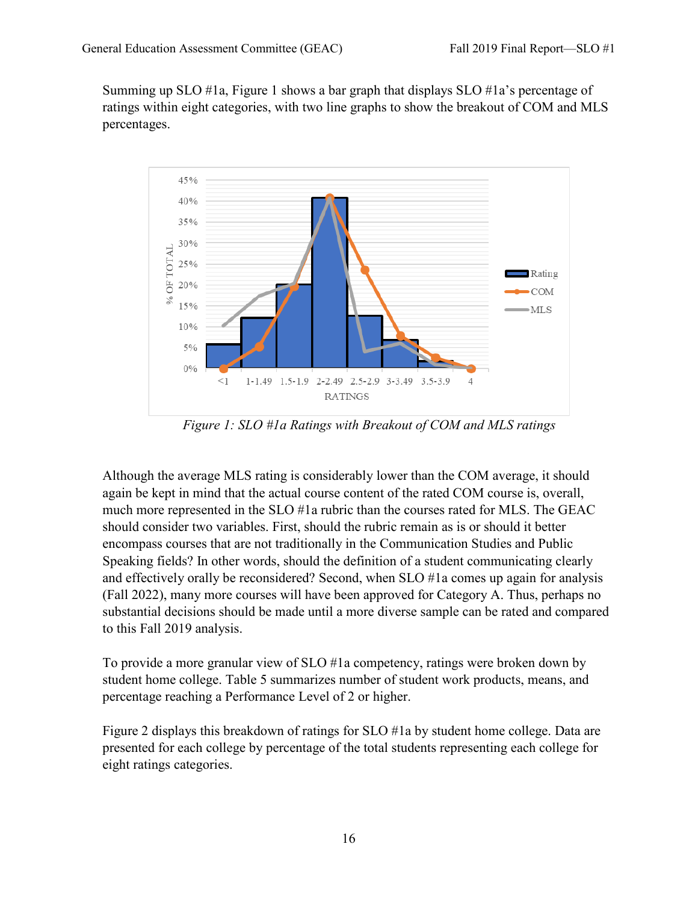Summing up SLO #1a, Figure 1 shows a bar graph that displays SLO #1a's percentage of ratings within eight categories, with two line graphs to show the breakout of COM and MLS percentages.

*Figure 1: SLO #1a Ratings with Breakout of COM and MLS ratings*

Although the average MLS rating is considerably lower than the COM average, it should again be kept in mind that the actual course content of the rated COM course is, overall, much more represented in the SLO #1a rubric than the courses rated for MLS. The GEAC should consider two variables. First, should the rubric remain as is or should it better encompass courses that are not traditionally in the Communication Studies and Public Speaking fields? In other words, should the definition of a student communicating clearly and effectively orally be reconsidered? Second, when SLO #1a comes up again for analysis (Fall 2022), many more courses will have been approved for Category A. Thus, perhaps no substantial decisions should be made until a more diverse sample can be rated and compared to this Fall 2019 analysis.

To provide a more granular view of SLO #1a competency, ratings were broken down by student home college. Table 5 summarizes number of student work products, means, and percentage reaching a Performance Level of 2 or higher.

Figure 2 displays this breakdown of ratings for SLO #1a by student home college. Data are presented for each college by percentage of the total students representing each college for eight ratings categories.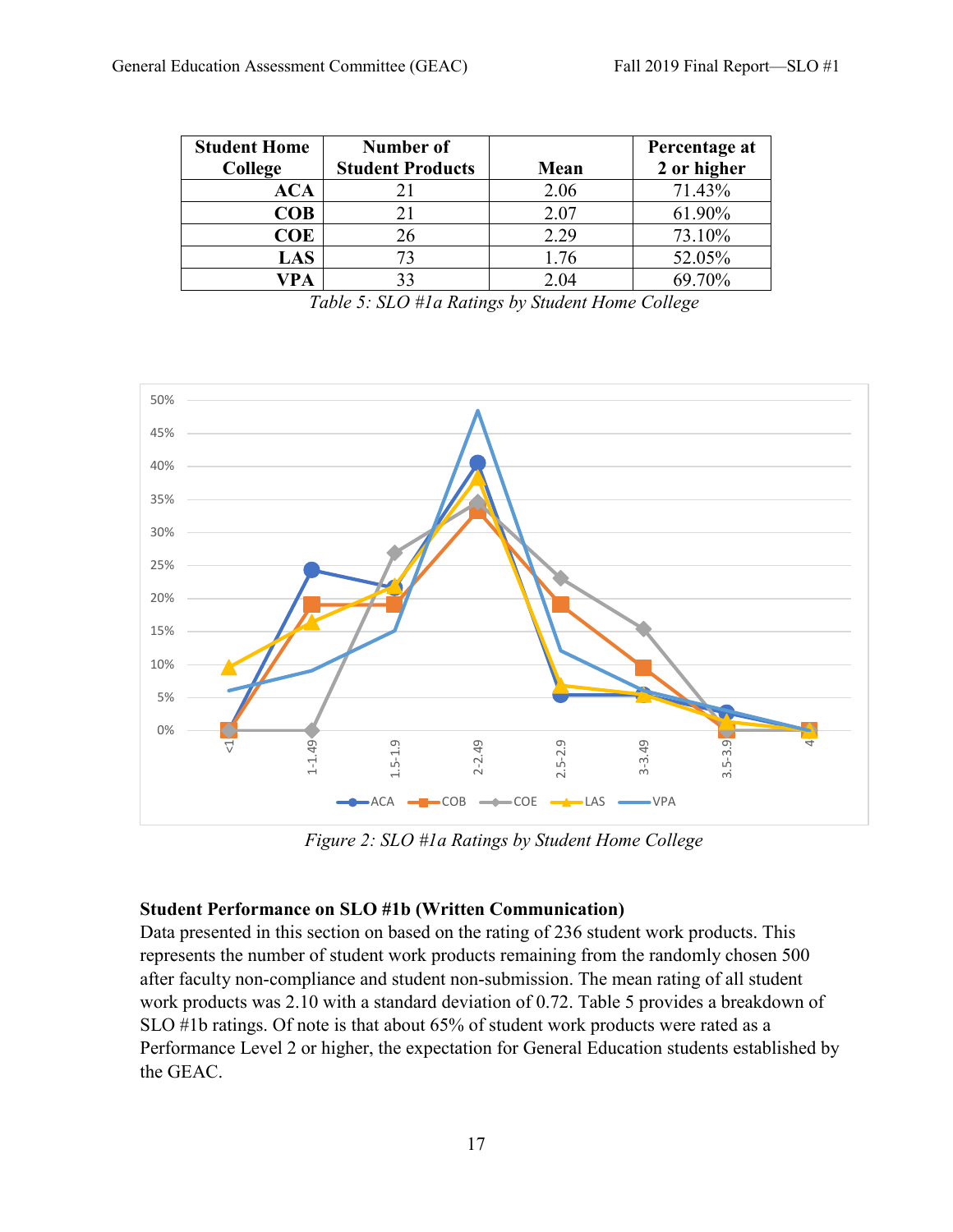| Student Home College | Number of Student Products | Mean | Percentage at 2 or higher |
|---|---|---|---|
| ACA | 21 | 2.06 | 71.43% |
| COB | 21 | 2.07 | 61.90% |
| COE | 26 | 2.29 | 73.10% |
| LAS | 73 | 1.76 | 52.05% |
| VPA | 33 | 2.04 | 69.70% |

*Table 5: SLO #1a Ratings by Student Home College*

*Figure 2: SLO #1a Ratings by Student Home College*

**Student Performance on SLO #1b (Written Communication)**

Data presented in this section on based on the rating of 236 student work products. This represents the number of student work products remaining from the randomly chosen 500 after faculty non-compliance and student non-submission. The mean rating of all student work products was 2.10 with a standard deviation of 0.72. Table 5 provides a breakdown of SLO #1b ratings. Of note is that about 65% of student work products were rated as a Performance Level 2 or higher, the expectation for General Education students established by the GEAC.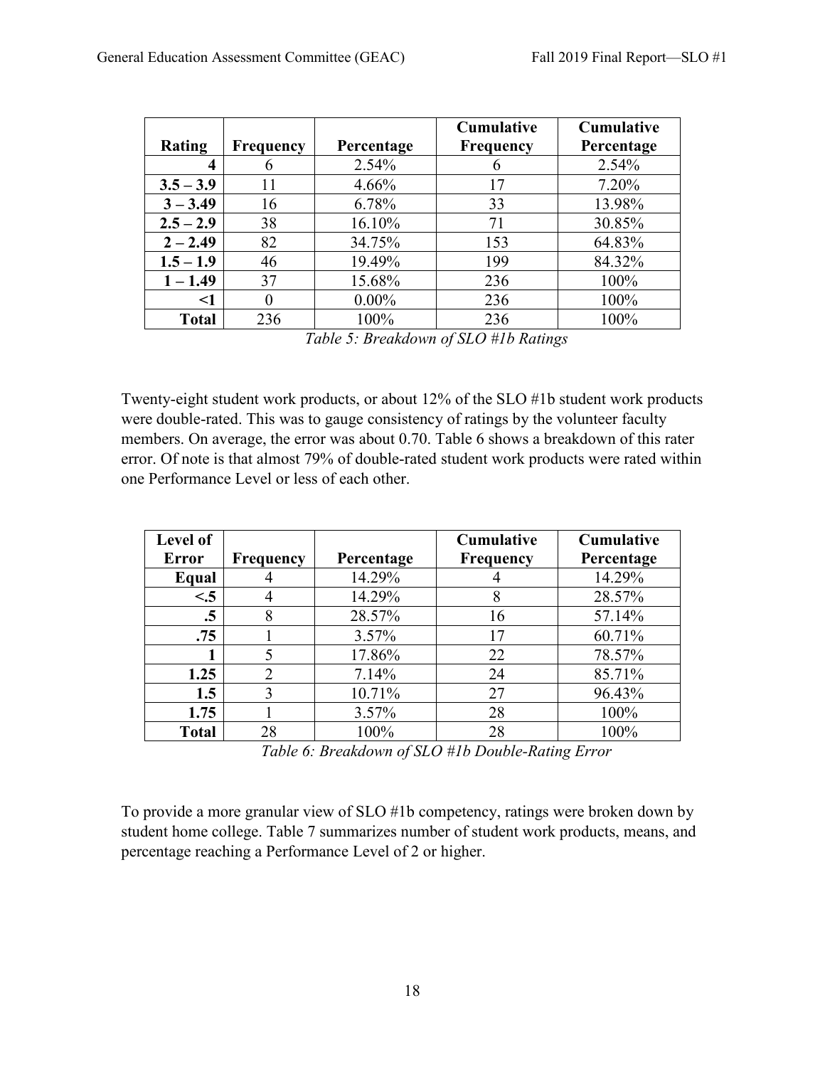| Rating | Frequency | Percentage | Cumulative Frequency | Cumulative Percentage |
|---|---|---|---|---|
| **4** | 6 | 2.54% | 6 | 2.54% |
| **3.5 – 3.9** | 11 | 4.66% | 17 | 7.20% |
| **3 – 3.49** | 16 | 6.78% | 33 | 13.98% |
| **2.5 – 2.9** | 38 | 16.10% | 71 | 30.85% |
| **2 – 2.49** | 82 | 34.75% | 153 | 64.83% |
| **1.5 – 1.9** | 46 | 19.49% | 199 | 84.32% |
| **1 – 1.49** | 37 | 15.68% | 236 | 100% |
| **<1** | 0 | 0.00% | 236 | 100% |
| **Total** | 236 | 100% | 236 | 100% |

*Table 5: Breakdown of SLO #1b Ratings*

Twenty-eight student work products, or about 12% of the SLO #1b student work products were double-rated. This was to gauge consistency of ratings by the volunteer faculty members. On average, the error was about 0.70. Table 6 shows a breakdown of this rater error. Of note is that almost 79% of double-rated student work products were rated within one Performance Level or less of each other.

| Level of Error | Frequency | Percentage | Cumulative Frequency | Cumulative Percentage |
|---|---|---|---|---|
| **Equal** | 4 | 14.29% | 4 | 14.29% |
| **<.5** | 4 | 14.29% | 8 | 28.57% |
| **.5** | 8 | 28.57% | 16 | 57.14% |
| **.75** | 1 | 3.57% | 17 | 60.71% |
| **1** | 5 | 17.86% | 22 | 78.57% |
| **1.25** | 2 | 7.14% | 24 | 85.71% |
| **1.5** | 3 | 10.71% | 27 | 96.43% |
| **1.75** | 1 | 3.57% | 28 | 100% |
| **Total** | 28 | 100% | 28 | 100% |

*Table 6: Breakdown of SLO #1b Double-Rating Error*

To provide a more granular view of SLO #1b competency, ratings were broken down by student home college. Table 7 summarizes number of student work products, means, and percentage reaching a Performance Level of 2 or higher.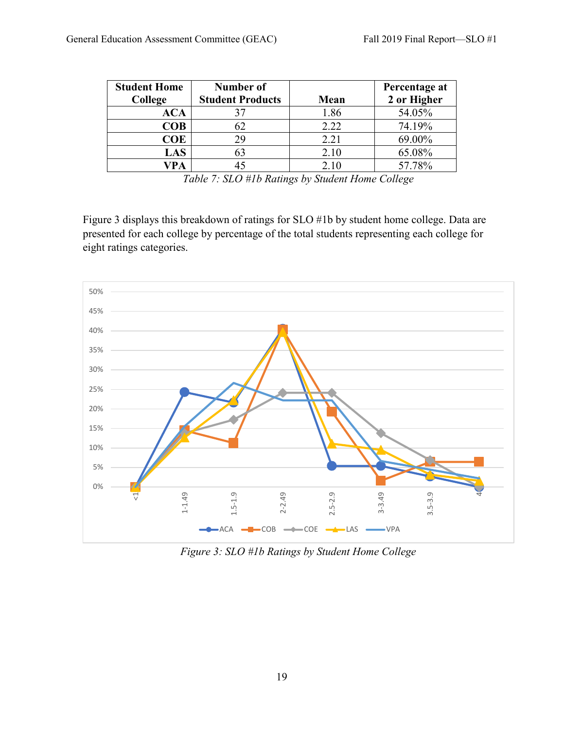| Student Home College | Number of Student Products | Mean | Percentage at 2 or Higher |
|---|---|---|---|
| ACA | 37 | 1.86 | 54.05% |
| COB | 62 | 2.22 | 74.19% |
| COE | 29 | 2.21 | 69.00% |
| LAS | 63 | 2.10 | 65.08% |
| VPA | 45 | 2.10 | 57.78% |

*Table 7: SLO #1b Ratings by Student Home College*

Figure 3 displays this breakdown of ratings for SLO #1b by student home college. Data are presented for each college by percentage of the total students representing each college for eight ratings categories.

*Figure 3: SLO #1b Ratings by Student Home College*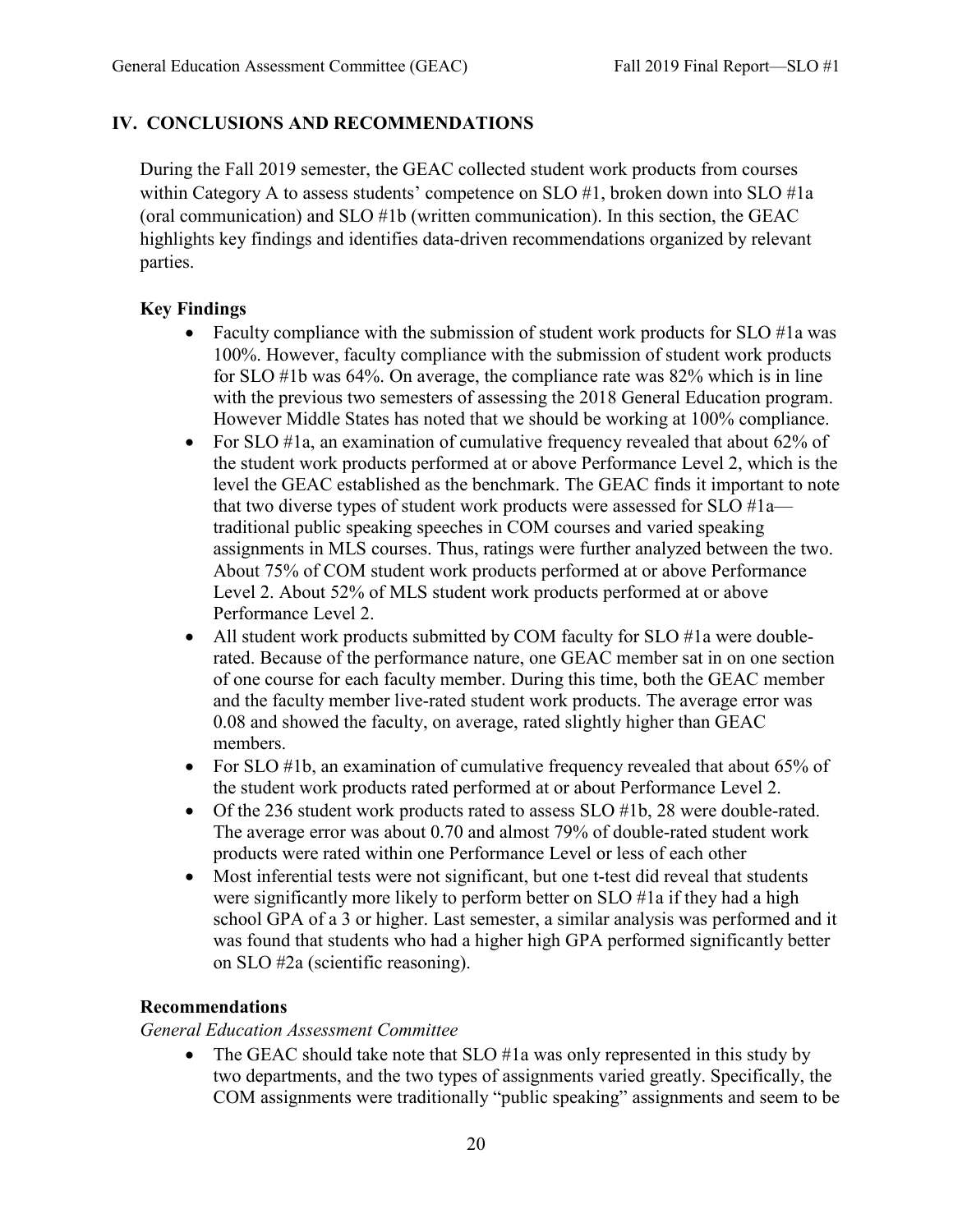## IV. CONCLUSIONS AND RECOMMENDATIONS

During the Fall 2019 semester, the GEAC collected student work products from courses within Category A to assess students' competence on SLO #1, broken down into SLO #1a (oral communication) and SLO #1b (written communication). In this section, the GEAC highlights key findings and identifies data-driven recommendations organized by relevant parties.

### Key Findings

- Faculty compliance with the submission of student work products for SLO #1a was 100%. However, faculty compliance with the submission of student work products for SLO #1b was 64%. On average, the compliance rate was 82% which is in line with the previous two semesters of assessing the 2018 General Education program. However Middle States has noted that we should be working at 100% compliance.
- For SLO #1a, an examination of cumulative frequency revealed that about 62% of the student work products performed at or above Performance Level 2, which is the level the GEAC established as the benchmark. The GEAC finds it important to note that two diverse types of student work products were assessed for SLO #1a—traditional public speaking speeches in COM courses and varied speaking assignments in MLS courses. Thus, ratings were further analyzed between the two. About 75% of COM student work products performed at or above Performance Level 2. About 52% of MLS student work products performed at or above Performance Level 2.
- All student work products submitted by COM faculty for SLO #1a were double-rated. Because of the performance nature, one GEAC member sat in on one section of one course for each faculty member. During this time, both the GEAC member and the faculty member live-rated student work products. The average error was 0.08 and showed the faculty, on average, rated slightly higher than GEAC members.
- For SLO #1b, an examination of cumulative frequency revealed that about 65% of the student work products rated performed at or about Performance Level 2.
- Of the 236 student work products rated to assess SLO #1b, 28 were double-rated. The average error was about 0.70 and almost 79% of double-rated student work products were rated within one Performance Level or less of each other
- Most inferential tests were not significant, but one t-test did reveal that students were significantly more likely to perform better on SLO #1a if they had a high school GPA of a 3 or higher. Last semester, a similar analysis was performed and it was found that students who had a higher high GPA performed significantly better on SLO #2a (scientific reasoning).

### Recommendations

*General Education Assessment Committee*

- The GEAC should take note that SLO #1a was only represented in this study by two departments, and the two types of assignments varied greatly. Specifically, the COM assignments were traditionally "public speaking" assignments and seem to be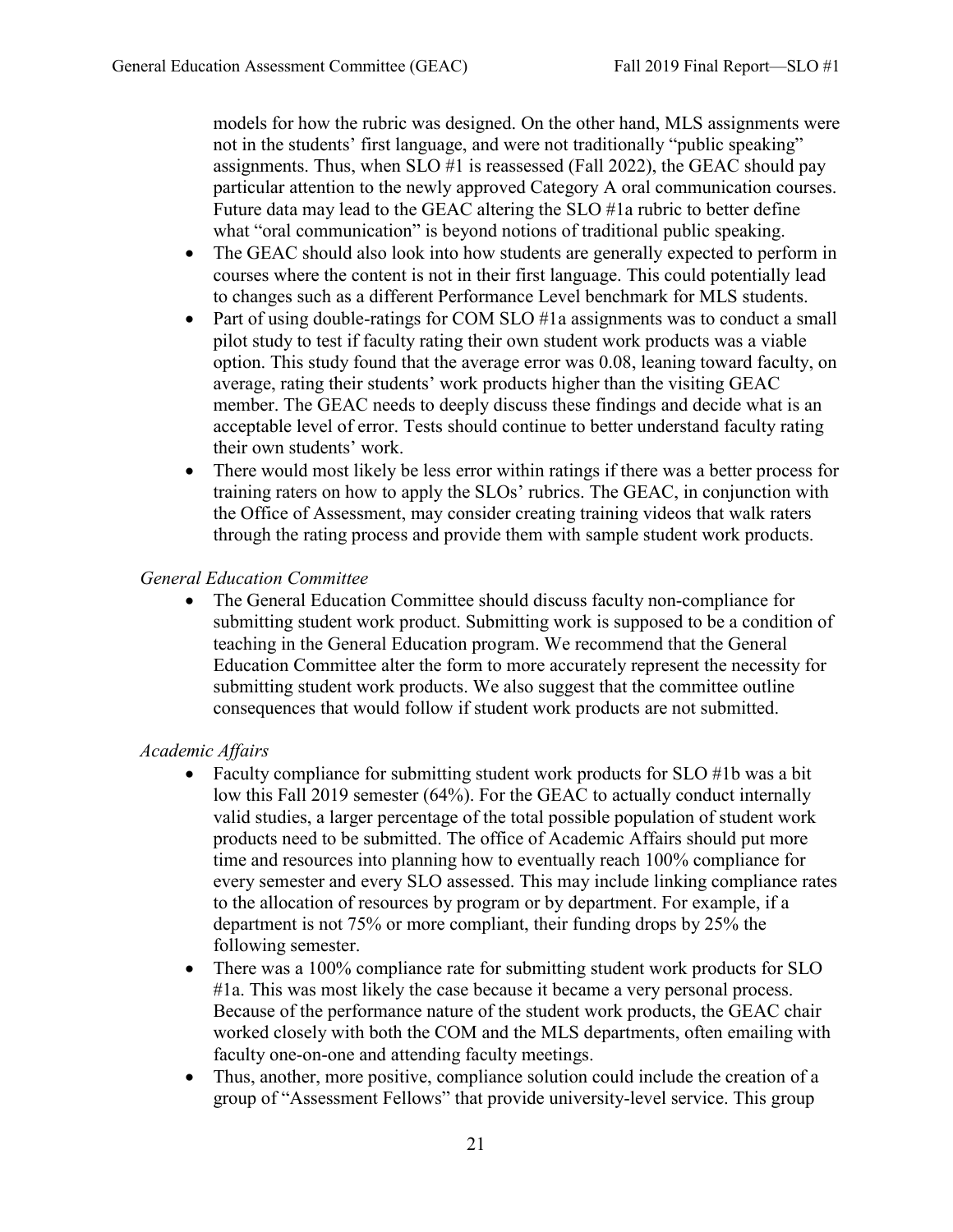models for how the rubric was designed. On the other hand, MLS assignments were not in the students' first language, and were not traditionally "public speaking" assignments. Thus, when SLO #1 is reassessed (Fall 2022), the GEAC should pay particular attention to the newly approved Category A oral communication courses. Future data may lead to the GEAC altering the SLO #1a rubric to better define what "oral communication" is beyond notions of traditional public speaking.

- The GEAC should also look into how students are generally expected to perform in courses where the content is not in their first language. This could potentially lead to changes such as a different Performance Level benchmark for MLS students.
- Part of using double-ratings for COM SLO #1a assignments was to conduct a small pilot study to test if faculty rating their own student work products was a viable option. This study found that the average error was 0.08, leaning toward faculty, on average, rating their students' work products higher than the visiting GEAC member. The GEAC needs to deeply discuss these findings and decide what is an acceptable level of error. Tests should continue to better understand faculty rating their own students' work.
- There would most likely be less error within ratings if there was a better process for training raters on how to apply the SLOs' rubrics. The GEAC, in conjunction with the Office of Assessment, may consider creating training videos that walk raters through the rating process and provide them with sample student work products.

*General Education Committee*

- The General Education Committee should discuss faculty non-compliance for submitting student work product. Submitting work is supposed to be a condition of teaching in the General Education program. We recommend that the General Education Committee alter the form to more accurately represent the necessity for submitting student work products. We also suggest that the committee outline consequences that would follow if student work products are not submitted.

*Academic Affairs*

- Faculty compliance for submitting student work products for SLO #1b was a bit low this Fall 2019 semester (64%). For the GEAC to actually conduct internally valid studies, a larger percentage of the total possible population of student work products need to be submitted. The office of Academic Affairs should put more time and resources into planning how to eventually reach 100% compliance for every semester and every SLO assessed. This may include linking compliance rates to the allocation of resources by program or by department. For example, if a department is not 75% or more compliant, their funding drops by 25% the following semester.
- There was a 100% compliance rate for submitting student work products for SLO #1a. This was most likely the case because it became a very personal process. Because of the performance nature of the student work products, the GEAC chair worked closely with both the COM and the MLS departments, often emailing with faculty one-on-one and attending faculty meetings.
- Thus, another, more positive, compliance solution could include the creation of a group of "Assessment Fellows" that provide university-level service. This group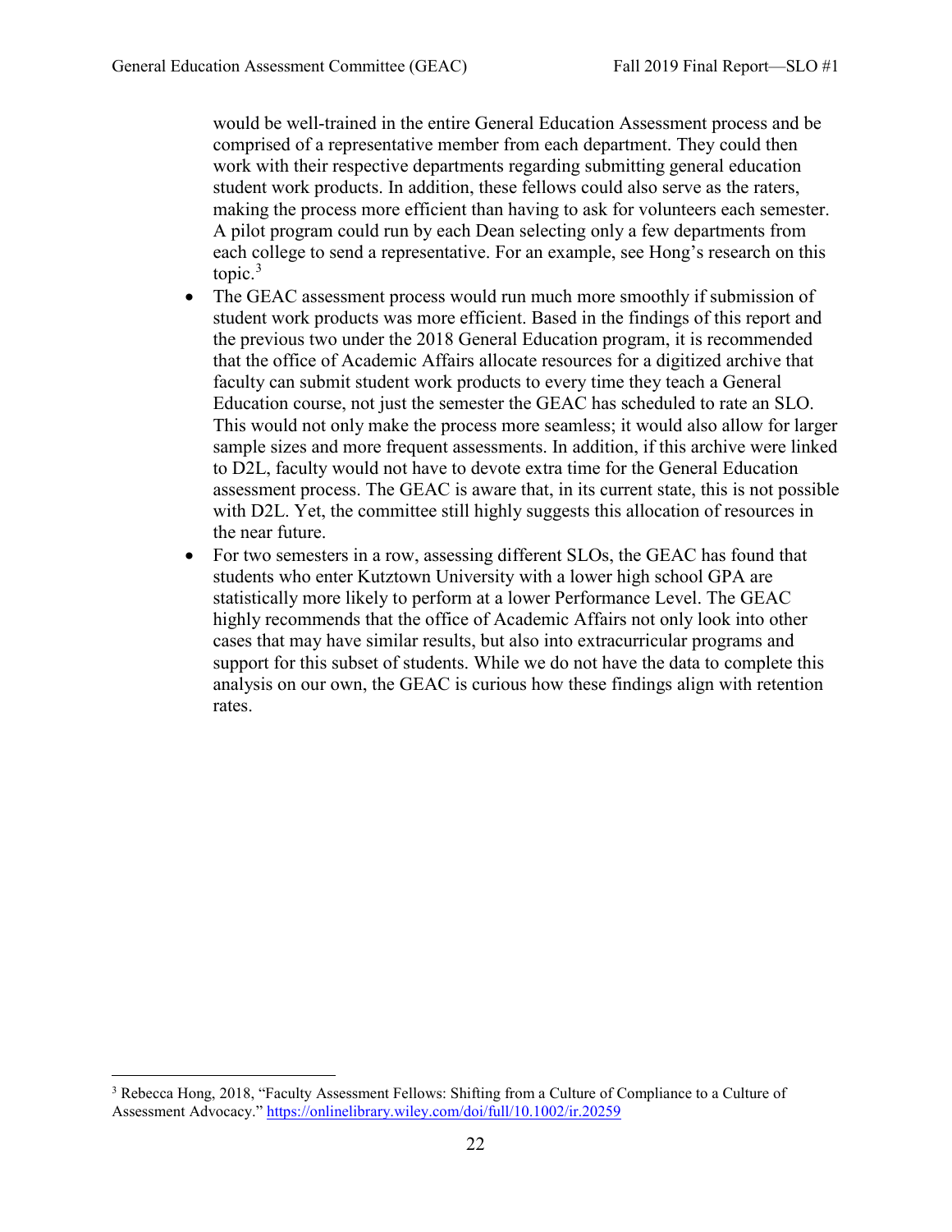would be well-trained in the entire General Education Assessment process and be comprised of a representative member from each department. They could then work with their respective departments regarding submitting general education student work products. In addition, these fellows could also serve as the raters, making the process more efficient than having to ask for volunteers each semester. A pilot program could run by each Dean selecting only a few departments from each college to send a representative. For an example, see Hong's research on this topic.[3]

- The GEAC assessment process would run much more smoothly if submission of student work products was more efficient. Based in the findings of this report and the previous two under the 2018 General Education program, it is recommended that the office of Academic Affairs allocate resources for a digitized archive that faculty can submit student work products to every time they teach a General Education course, not just the semester the GEAC has scheduled to rate an SLO. This would not only make the process more seamless; it would also allow for larger sample sizes and more frequent assessments. In addition, if this archive were linked to D2L, faculty would not have to devote extra time for the General Education assessment process. The GEAC is aware that, in its current state, this is not possible with D2L. Yet, the committee still highly suggests this allocation of resources in the near future.
- For two semesters in a row, assessing different SLOs, the GEAC has found that students who enter Kutztown University with a lower high school GPA are statistically more likely to perform at a lower Performance Level. The GEAC highly recommends that the office of Academic Affairs not only look into other cases that may have similar results, but also into extracurricular programs and support for this subset of students. While we do not have the data to complete this analysis on our own, the GEAC is curious how these findings align with retention rates.

---

[3] Rebecca Hong, 2018, "Faculty Assessment Fellows: Shifting from a Culture of Compliance to a Culture of Assessment Advocacy." https://onlinelibrary.wiley.com/doi/full/10.1002/ir.20259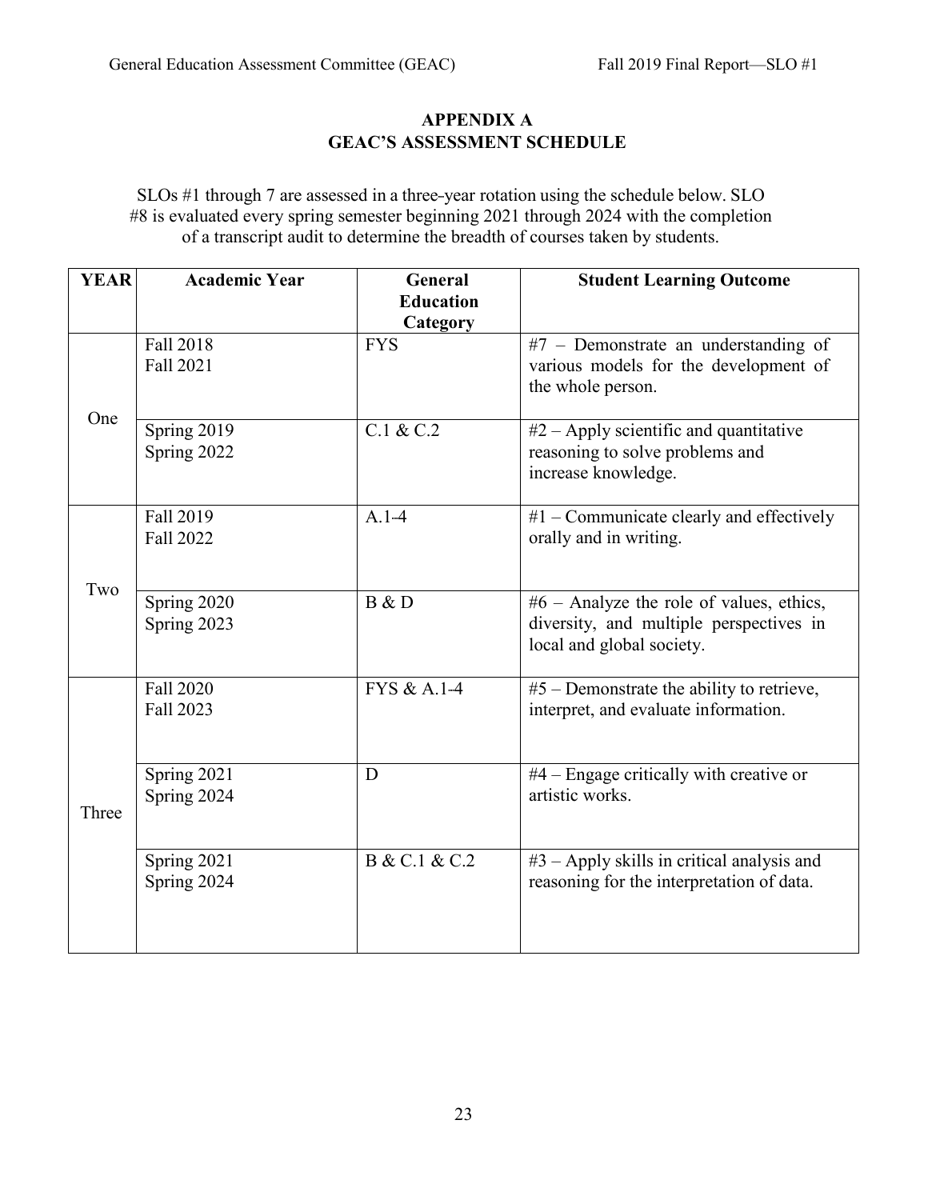# APPENDIX A
# GEAC'S ASSESSMENT SCHEDULE

SLOs #1 through 7 are assessed in a three-year rotation using the schedule below. SLO #8 is evaluated every spring semester beginning 2021 through 2024 with the completion of a transcript audit to determine the breadth of courses taken by students.

| YEAR | Academic Year | General Education Category | Student Learning Outcome |
|---|---|---|---|
| One | Fall 2018<br>Fall 2021 | FYS | #7 – Demonstrate an understanding of various models for the development of the whole person. |
| | Spring 2019<br>Spring 2022 | C.1 & C.2 | #2 – Apply scientific and quantitative reasoning to solve problems and increase knowledge. |
| Two | Fall 2019<br>Fall 2022 | A.1-4 | #1 – Communicate clearly and effectively orally and in writing. |
| | Spring 2020<br>Spring 2023 | B & D | #6 – Analyze the role of values, ethics, diversity, and multiple perspectives in local and global society. |
| Three | Fall 2020<br>Fall 2023 | FYS & A.1-4 | #5 – Demonstrate the ability to retrieve, interpret, and evaluate information. |
| | Spring 2021<br>Spring 2024 | D | #4 – Engage critically with creative or artistic works. |
| | Spring 2021<br>Spring 2024 | B & C.1 & C.2 | #3 – Apply skills in critical analysis and reasoning for the interpretation of data. |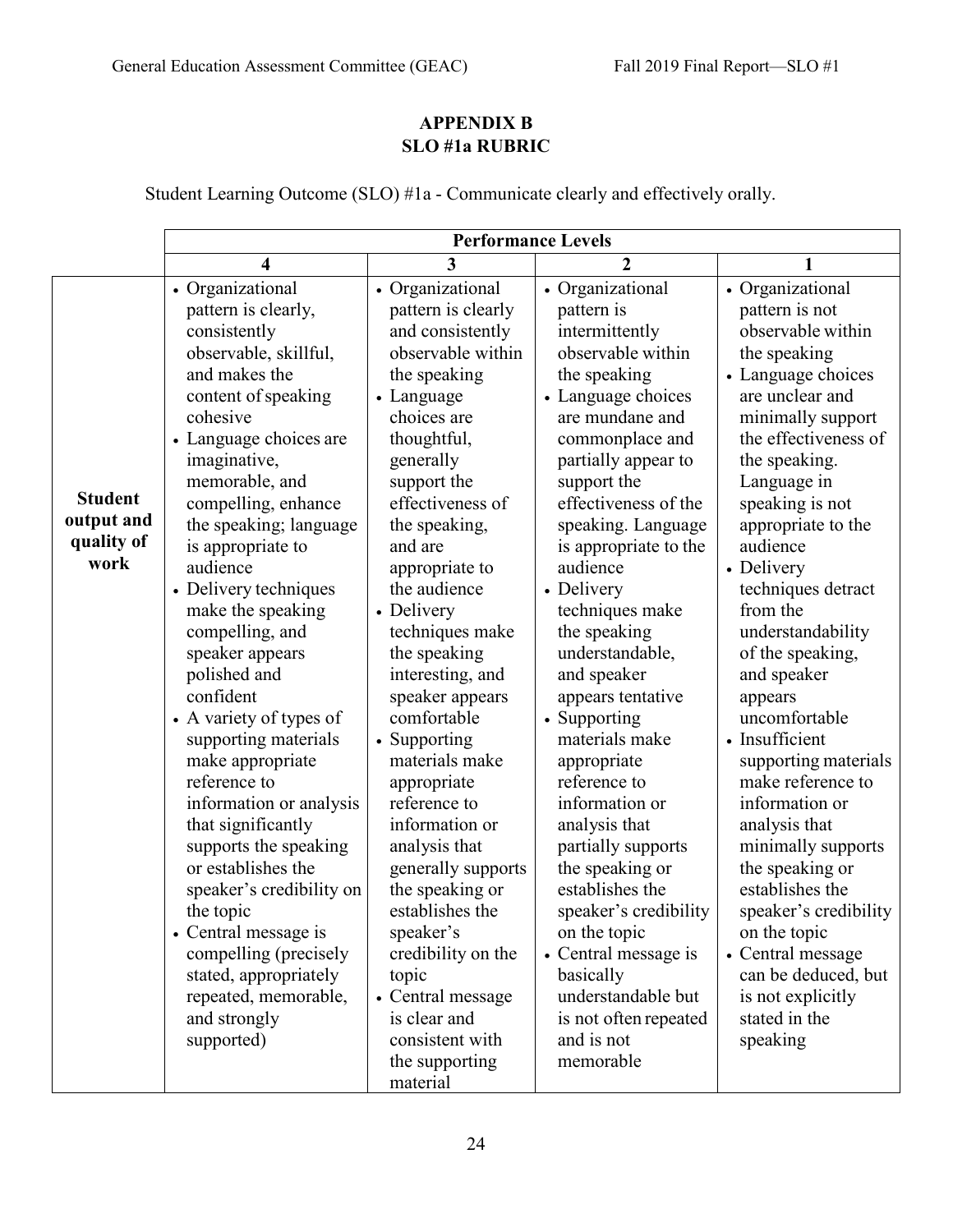## APPENDIX B
## SLO #1a RUBRIC

Student Learning Outcome (SLO) #1a - Communicate clearly and effectively orally.

| | Performance Levels | | | |
|---|---|---|---|---|
| | **4** | **3** | **2** | **1** |
| **Student output and quality of work** | • Organizational pattern is clearly, consistently observable, skillful, and makes the content of speaking cohesive<br>• Language choices are imaginative, memorable, and compelling, enhance the speaking; language is appropriate to audience<br>• Delivery techniques make the speaking compelling, and speaker appears polished and confident<br>• A variety of types of supporting materials make appropriate reference to information or analysis that significantly supports the speaking or establishes the speaker's credibility on the topic<br>• Central message is compelling (precisely stated, appropriately repeated, memorable, and strongly supported) | • Organizational pattern is clearly and consistently observable within the speaking<br>• Language choices are thoughtful, generally support the effectiveness of the speaking, and are appropriate to the audience<br>• Delivery techniques make the speaking interesting, and speaker appears comfortable<br>• Supporting materials make appropriate reference to information or analysis that generally supports the speaking or establishes the speaker's credibility on the topic<br>• Central message is clear and consistent with the supporting material | • Organizational pattern is intermittently observable within the speaking<br>• Language choices are mundane and commonplace and partially appear to support the effectiveness of the speaking. Language is appropriate to the audience<br>• Delivery techniques make the speaking understandable, and speaker appears tentative<br>• Supporting materials make appropriate reference to information or analysis that partially supports the speaking or establishes the speaker's credibility on the topic<br>• Central message is basically understandable but is not often repeated and is not memorable | • Organizational pattern is not observable within the speaking<br>• Language choices are unclear and minimally support the effectiveness of the speaking. Language in speaking is not appropriate to the audience<br>• Delivery techniques detract from the understandability of the speaking, and speaker appears uncomfortable<br>• Insufficient supporting materials make reference to information or analysis that minimally supports the speaking or establishes the speaker's credibility on the topic<br>• Central message can be deduced, but is not explicitly stated in the speaking |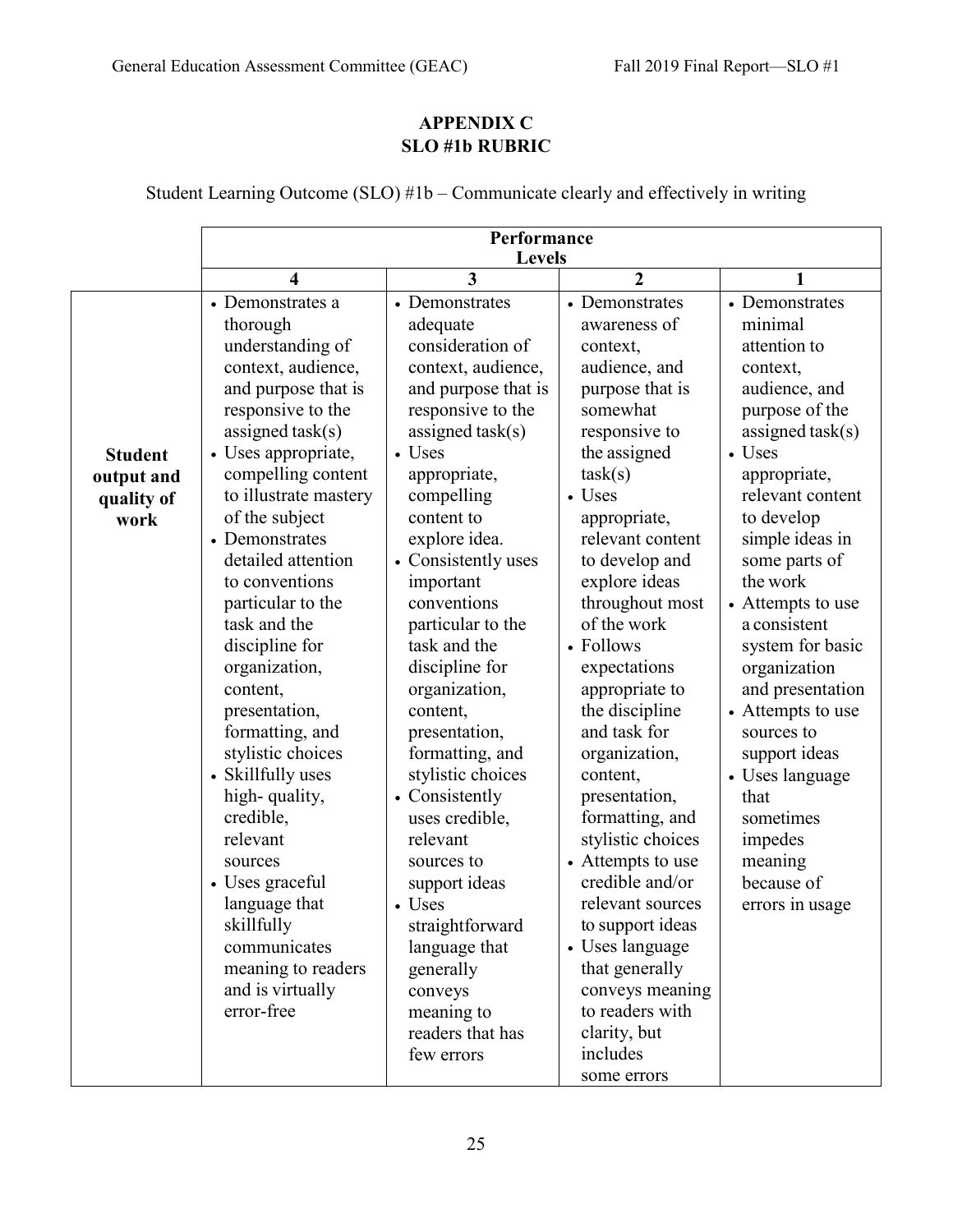## APPENDIX C
## SLO #1b RUBRIC

Student Learning Outcome (SLO) #1b – Communicate clearly and effectively in writing

| | Performance Levels | | | |
|---|---|---|---|---|
| | **4** | **3** | **2** | **1** |
| **Student output and quality of work** | • Demonstrates a thorough understanding of context, audience, and purpose that is responsive to the assigned task(s)<br>• Uses appropriate, compelling content to illustrate mastery of the subject<br>• Demonstrates detailed attention to conventions particular to the task and the discipline for organization, content, presentation, formatting, and stylistic choices<br>• Skillfully uses high- quality, credible, relevant sources<br>• Uses graceful language that skillfully communicates meaning to readers and is virtually error-free | • Demonstrates adequate consideration of context, audience, and purpose that is responsive to the assigned task(s)<br>• Uses appropriate, compelling content to explore idea.<br>• Consistently uses important conventions particular to the task and the discipline for organization, content, presentation, formatting, and stylistic choices<br>• Consistently uses credible, relevant sources to support ideas<br>• Uses straightforward language that generally conveys meaning to readers that has few errors | • Demonstrates awareness of context, audience, and purpose that is somewhat responsive to the assigned task(s)<br>• Uses appropriate, relevant content to develop and explore ideas throughout most of the work<br>• Follows expectations appropriate to the discipline and task for organization, content, presentation, formatting, and stylistic choices<br>• Attempts to use credible and/or relevant sources to support ideas<br>• Uses language that generally conveys meaning to readers with clarity, but includes some errors | • Demonstrates minimal attention to context, audience, and purpose of the assigned task(s)<br>• Uses appropriate, relevant content to develop simple ideas in some parts of the work<br>• Attempts to use a consistent system for basic organization and presentation<br>• Attempts to use sources to support ideas<br>• Uses language that sometimes impedes meaning because of errors in usage |